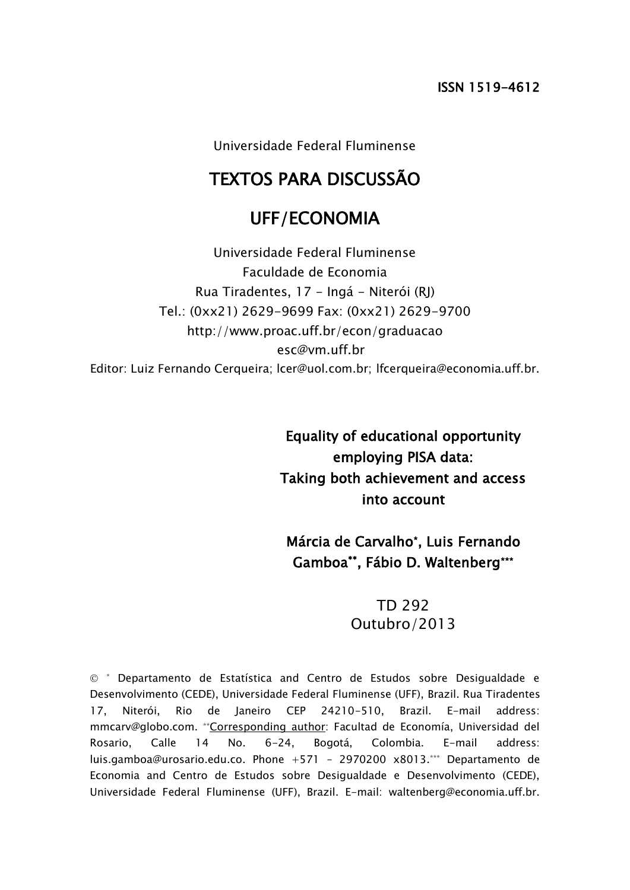ISSN 1519-4612

Universidade Federal Fluminense

# TEXTOS PARA DISCUSSÃO

# UFF/ECONOMIA

Universidade Federal Fluminense
Faculdade de Economia
Rua Tiradentes, 17 - Ingá - Niterói (RJ)
Tel.: (0xx21) 2629-9699 Fax: (0xx21) 2629-9700
http://www.proac.uff.br/econ/graduacao
esc@vm.uff.br
Editor: Luiz Fernando Cerqueira; lcer@uol.com.br; lfcerqueira@economia.uff.br.

## Equality of educational opportunity employing PISA data: Taking both achievement and access into account

**Márcia de Carvalho[*], Luis Fernando Gamboa[**], Fábio D. Waltenberg[***]**

TD 292
Outubro/2013

© [*] Departamento de Estatística and Centro de Estudos sobre Desigualdade e Desenvolvimento (CEDE), Universidade Federal Fluminense (UFF), Brazil. Rua Tiradentes 17, Niterói, Rio de Janeiro CEP 24210-510, Brazil. E-mail address: mmcarv@globo.com. [**]Corresponding author: Facultad de Economía, Universidad del Rosario, Calle 14 No. 6-24, Bogotá, Colombia. E-mail address: luis.gamboa@urosario.edu.co. Phone +571 - 2970200 x8013.[***] Departamento de Economia and Centro de Estudos sobre Desigualdade e Desenvolvimento (CEDE), Universidade Federal Fluminense (UFF), Brazil. E-mail: waltenberg@economia.uff.br.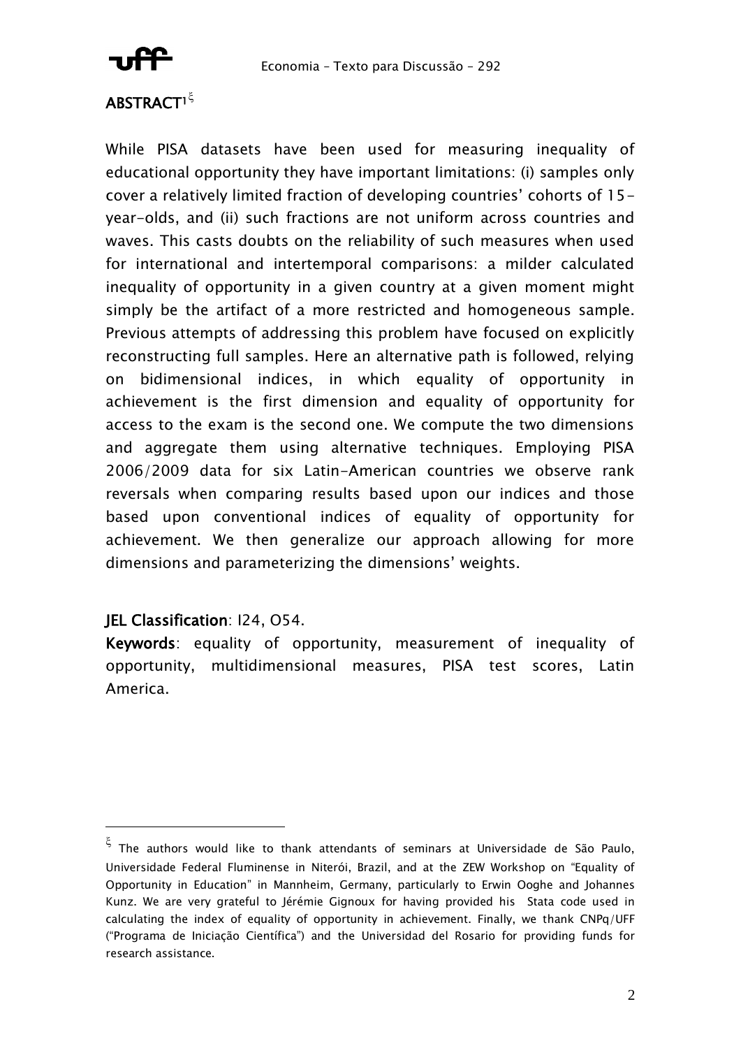## ABSTRACT[1] [ξ]

While PISA datasets have been used for measuring inequality of educational opportunity they have important limitations: (i) samples only cover a relatively limited fraction of developing countries' cohorts of 15-year-olds, and (ii) such fractions are not uniform across countries and waves. This casts doubts on the reliability of such measures when used for international and intertemporal comparisons: a milder calculated inequality of opportunity in a given country at a given moment might simply be the artifact of a more restricted and homogeneous sample. Previous attempts of addressing this problem have focused on explicitly reconstructing full samples. Here an alternative path is followed, relying on bidimensional indices, in which equality of opportunity in achievement is the first dimension and equality of opportunity for access to the exam is the second one. We compute the two dimensions and aggregate them using alternative techniques. Employing PISA 2006/2009 data for six Latin-American countries we observe rank reversals when comparing results based upon our indices and those based upon conventional indices of equality of opportunity for achievement. We then generalize our approach allowing for more dimensions and parameterizing the dimensions' weights.

**JEL Classification**: I24, O54.

**Keywords**: equality of opportunity, measurement of inequality of opportunity, multidimensional measures, PISA test scores, Latin America.

---

[ξ] The authors would like to thank attendants of seminars at Universidade de São Paulo, Universidade Federal Fluminense in Niterói, Brazil, and at the ZEW Workshop on "Equality of Opportunity in Education" in Mannheim, Germany, particularly to Erwin Ooghe and Johannes Kunz. We are very grateful to Jérémie Gignoux for having provided his Stata code used in calculating the index of equality of opportunity in achievement. Finally, we thank CNPq/UFF ("Programa de Iniciação Científica") and the Universidad del Rosario for providing funds for research assistance.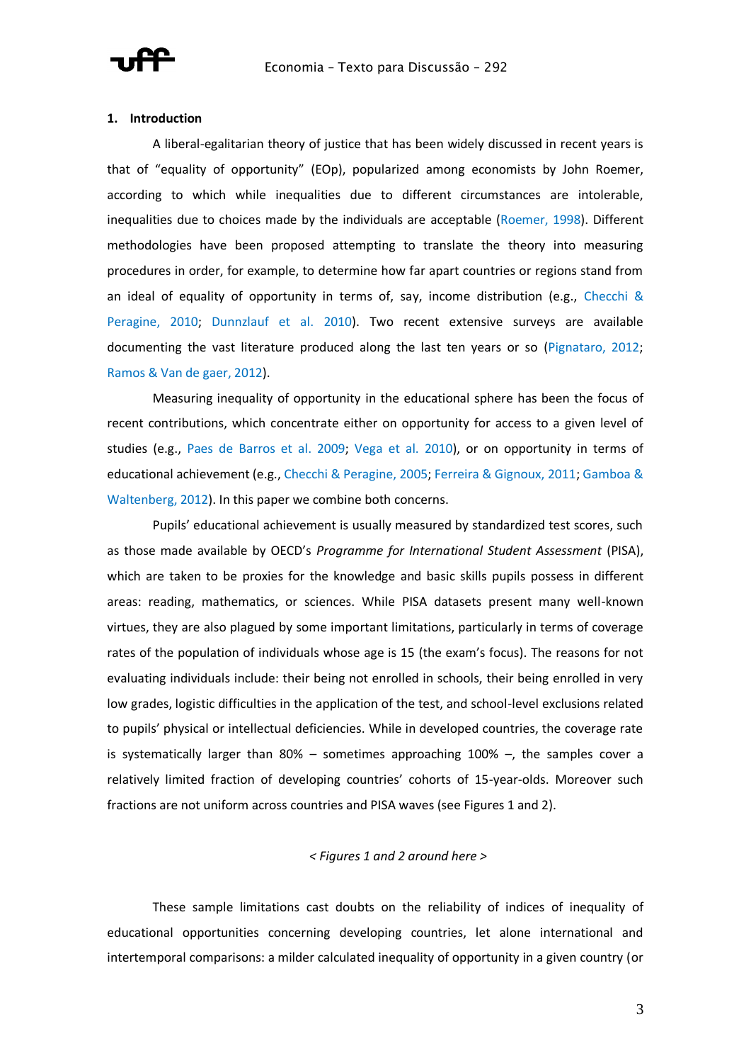## 1. Introduction

A liberal-egalitarian theory of justice that has been widely discussed in recent years is that of "equality of opportunity" (EOp), popularized among economists by John Roemer, according to which while inequalities due to different circumstances are intolerable, inequalities due to choices made by the individuals are acceptable (Roemer, 1998). Different methodologies have been proposed attempting to translate the theory into measuring procedures in order, for example, to determine how far apart countries or regions stand from an ideal of equality of opportunity in terms of, say, income distribution (e.g., Checchi & Peragine, 2010; Dunnzlauf et al. 2010). Two recent extensive surveys are available documenting the vast literature produced along the last ten years or so (Pignataro, 2012; Ramos & Van de gaer, 2012).

Measuring inequality of opportunity in the educational sphere has been the focus of recent contributions, which concentrate either on opportunity for access to a given level of studies (e.g., Paes de Barros et al. 2009; Vega et al. 2010), or on opportunity in terms of educational achievement (e.g., Checchi & Peragine, 2005; Ferreira & Gignoux, 2011; Gamboa & Waltenberg, 2012). In this paper we combine both concerns.

Pupils' educational achievement is usually measured by standardized test scores, such as those made available by OECD's *Programme for International Student Assessment* (PISA), which are taken to be proxies for the knowledge and basic skills pupils possess in different areas: reading, mathematics, or sciences. While PISA datasets present many well-known virtues, they are also plagued by some important limitations, particularly in terms of coverage rates of the population of individuals whose age is 15 (the exam's focus). The reasons for not evaluating individuals include: their being not enrolled in schools, their being enrolled in very low grades, logistic difficulties in the application of the test, and school-level exclusions related to pupils' physical or intellectual deficiencies. While in developed countries, the coverage rate is systematically larger than 80% – sometimes approaching 100% –, the samples cover a relatively limited fraction of developing countries' cohorts of 15-year-olds. Moreover such fractions are not uniform across countries and PISA waves (see Figures 1 and 2).

*< Figures 1 and 2 around here >*

These sample limitations cast doubts on the reliability of indices of inequality of educational opportunities concerning developing countries, let alone international and intertemporal comparisons: a milder calculated inequality of opportunity in a given country (or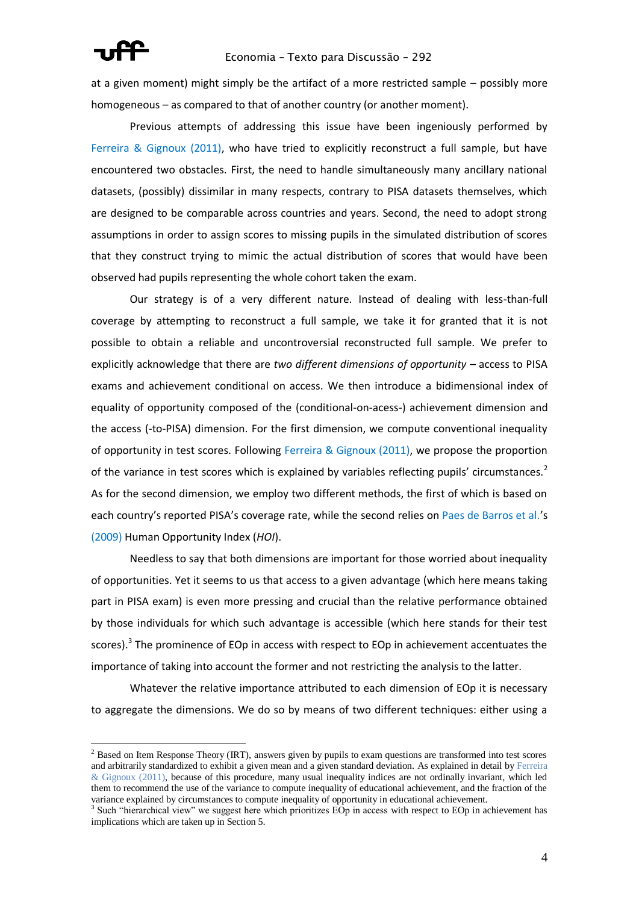at a given moment) might simply be the artifact of a more restricted sample – possibly more homogeneous – as compared to that of another country (or another moment).

Previous attempts of addressing this issue have been ingeniously performed by Ferreira & Gignoux (2011), who have tried to explicitly reconstruct a full sample, but have encountered two obstacles. First, the need to handle simultaneously many ancillary national datasets, (possibly) dissimilar in many respects, contrary to PISA datasets themselves, which are designed to be comparable across countries and years. Second, the need to adopt strong assumptions in order to assign scores to missing pupils in the simulated distribution of scores that they construct trying to mimic the actual distribution of scores that would have been observed had pupils representing the whole cohort taken the exam.

Our strategy is of a very different nature. Instead of dealing with less-than-full coverage by attempting to reconstruct a full sample, we take it for granted that it is not possible to obtain a reliable and uncontroversial reconstructed full sample. We prefer to explicitly acknowledge that there are *two different dimensions of opportunity* – access to PISA exams and achievement conditional on access. We then introduce a bidimensional index of equality of opportunity composed of the (conditional-on-acess-) achievement dimension and the access (-to-PISA) dimension. For the first dimension, we compute conventional inequality of opportunity in test scores. Following Ferreira & Gignoux (2011), we propose the proportion of the variance in test scores which is explained by variables reflecting pupils' circumstances.[2] As for the second dimension, we employ two different methods, the first of which is based on each country's reported PISA's coverage rate, while the second relies on Paes de Barros et al.'s (2009) Human Opportunity Index (*HOI*).

Needless to say that both dimensions are important for those worried about inequality of opportunities. Yet it seems to us that access to a given advantage (which here means taking part in PISA exam) is even more pressing and crucial than the relative performance obtained by those individuals for which such advantage is accessible (which here stands for their test scores).[3] The prominence of EOp in access with respect to EOp in achievement accentuates the importance of taking into account the former and not restricting the analysis to the latter.

Whatever the relative importance attributed to each dimension of EOp it is necessary to aggregate the dimensions. We do so by means of two different techniques: either using a

---

[2] Based on Item Response Theory (IRT), answers given by pupils to exam questions are transformed into test scores and arbitrarily standardized to exhibit a given mean and a given standard deviation. As explained in detail by Ferreira & Gignoux (2011), because of this procedure, many usual inequality indices are not ordinally invariant, which led them to recommend the use of the variance to compute inequality of educational achievement, and the fraction of the variance explained by circumstances to compute inequality of opportunity in educational achievement.

[3] Such "hierarchical view" we suggest here which prioritizes EOp in access with respect to EOp in achievement has implications which are taken up in Section 5.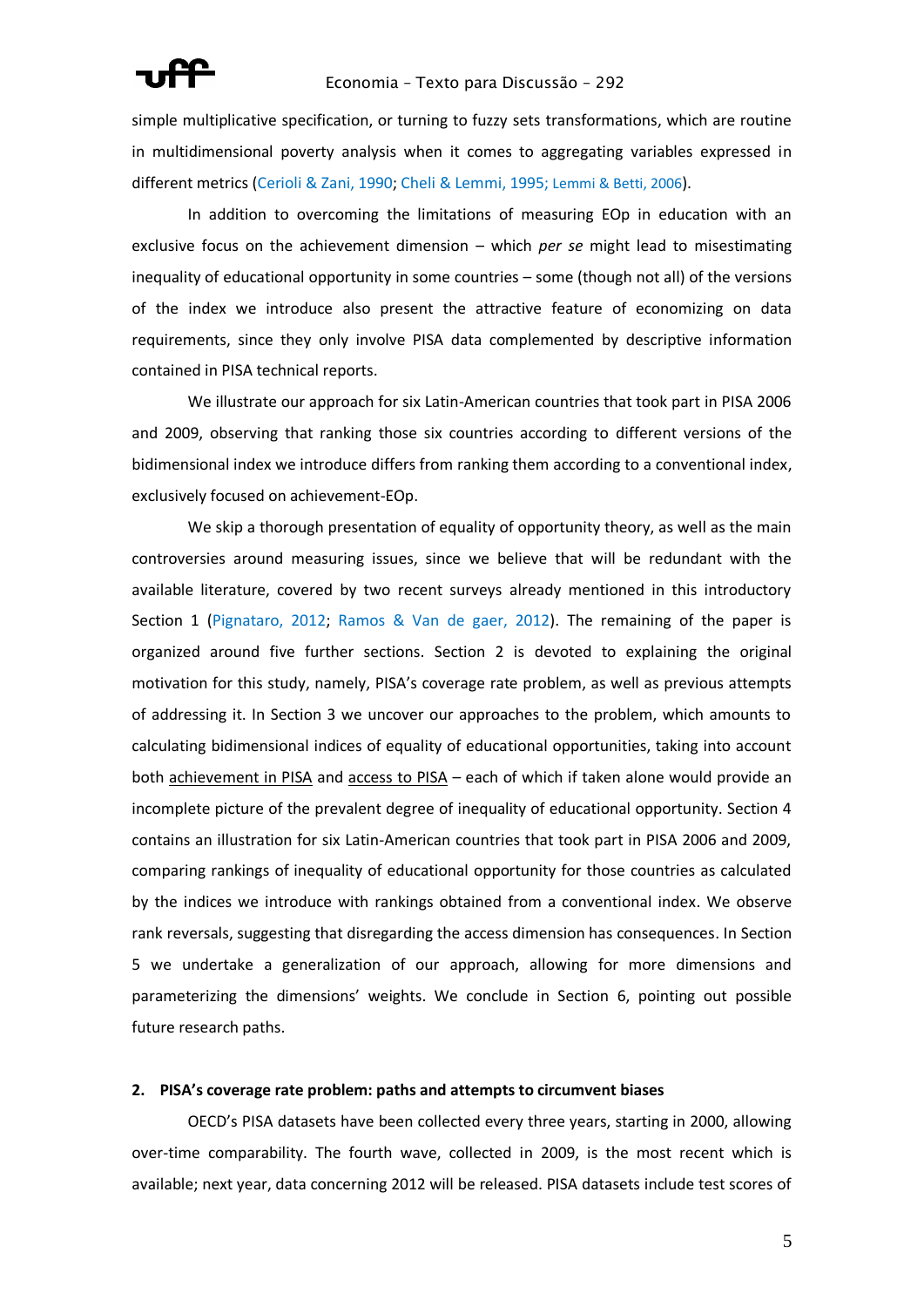simple multiplicative specification, or turning to fuzzy sets transformations, which are routine in multidimensional poverty analysis when it comes to aggregating variables expressed in different metrics (Cerioli & Zani, 1990; Cheli & Lemmi, 1995; Lemmi & Betti, 2006).

In addition to overcoming the limitations of measuring EOp in education with an exclusive focus on the achievement dimension – which *per se* might lead to misestimating inequality of educational opportunity in some countries – some (though not all) of the versions of the index we introduce also present the attractive feature of economizing on data requirements, since they only involve PISA data complemented by descriptive information contained in PISA technical reports.

We illustrate our approach for six Latin-American countries that took part in PISA 2006 and 2009, observing that ranking those six countries according to different versions of the bidimensional index we introduce differs from ranking them according to a conventional index, exclusively focused on achievement-EOp.

We skip a thorough presentation of equality of opportunity theory, as well as the main controversies around measuring issues, since we believe that will be redundant with the available literature, covered by two recent surveys already mentioned in this introductory Section 1 (Pignataro, 2012; Ramos & Van de gaer, 2012). The remaining of the paper is organized around five further sections. Section 2 is devoted to explaining the original motivation for this study, namely, PISA's coverage rate problem, as well as previous attempts of addressing it. In Section 3 we uncover our approaches to the problem, which amounts to calculating bidimensional indices of equality of educational opportunities, taking into account both achievement in PISA and access to PISA – each of which if taken alone would provide an incomplete picture of the prevalent degree of inequality of educational opportunity. Section 4 contains an illustration for six Latin-American countries that took part in PISA 2006 and 2009, comparing rankings of inequality of educational opportunity for those countries as calculated by the indices we introduce with rankings obtained from a conventional index. We observe rank reversals, suggesting that disregarding the access dimension has consequences. In Section 5 we undertake a generalization of our approach, allowing for more dimensions and parameterizing the dimensions' weights. We conclude in Section 6, pointing out possible future research paths.

## 2. PISA's coverage rate problem: paths and attempts to circumvent biases

OECD's PISA datasets have been collected every three years, starting in 2000, allowing over-time comparability. The fourth wave, collected in 2009, is the most recent which is available; next year, data concerning 2012 will be released. PISA datasets include test scores of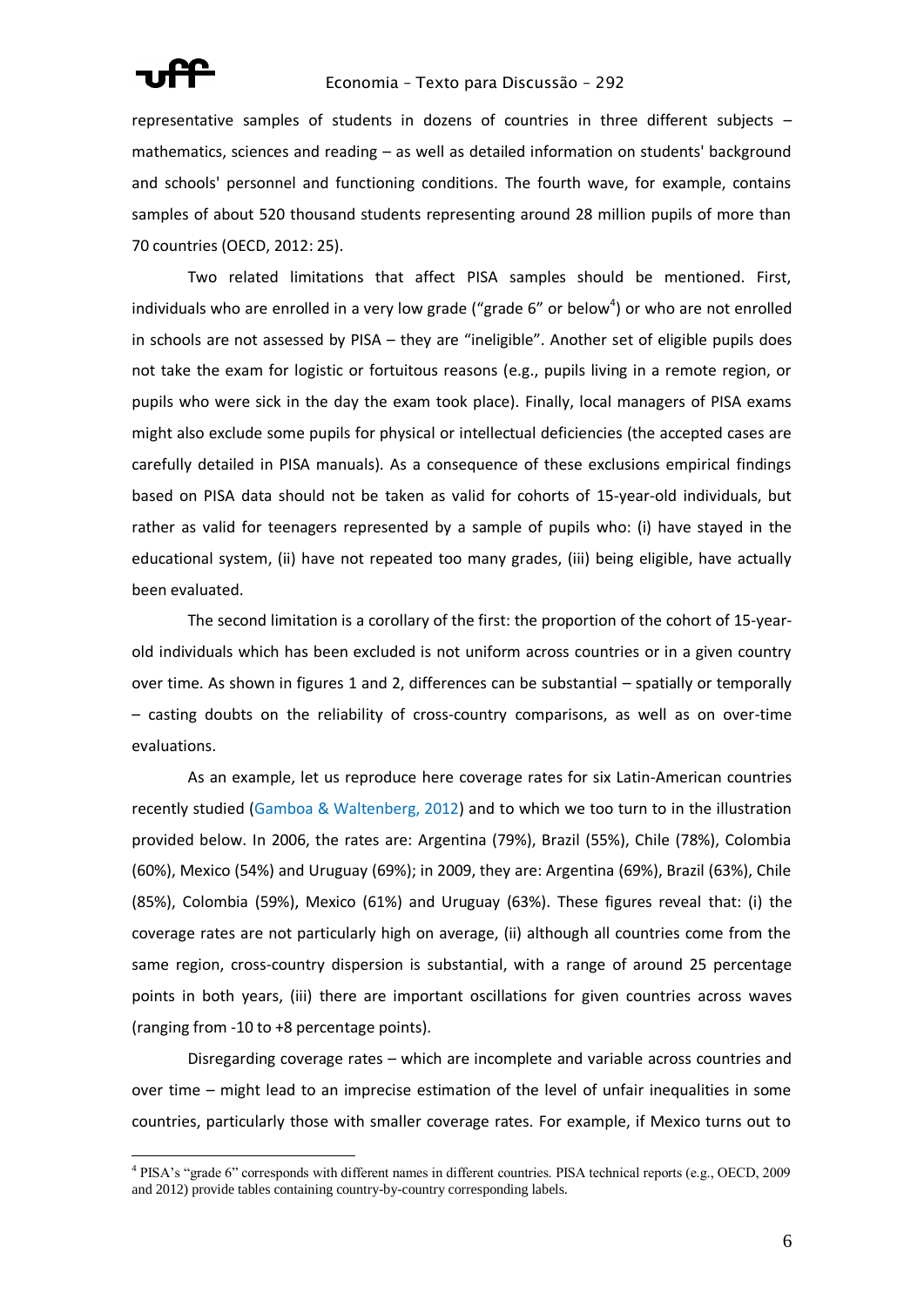representative samples of students in dozens of countries in three different subjects – mathematics, sciences and reading – as well as detailed information on students' background and schools' personnel and functioning conditions. The fourth wave, for example, contains samples of about 520 thousand students representing around 28 million pupils of more than 70 countries (OECD, 2012: 25).

Two related limitations that affect PISA samples should be mentioned. First, individuals who are enrolled in a very low grade ("grade 6" or below[4]) or who are not enrolled in schools are not assessed by PISA – they are "ineligible". Another set of eligible pupils does not take the exam for logistic or fortuitous reasons (e.g., pupils living in a remote region, or pupils who were sick in the day the exam took place). Finally, local managers of PISA exams might also exclude some pupils for physical or intellectual deficiencies (the accepted cases are carefully detailed in PISA manuals). As a consequence of these exclusions empirical findings based on PISA data should not be taken as valid for cohorts of 15-year-old individuals, but rather as valid for teenagers represented by a sample of pupils who: (i) have stayed in the educational system, (ii) have not repeated too many grades, (iii) being eligible, have actually been evaluated.

The second limitation is a corollary of the first: the proportion of the cohort of 15-year-old individuals which has been excluded is not uniform across countries or in a given country over time. As shown in figures 1 and 2, differences can be substantial – spatially or temporally – casting doubts on the reliability of cross-country comparisons, as well as on over-time evaluations.

As an example, let us reproduce here coverage rates for six Latin-American countries recently studied (Gamboa & Waltenberg, 2012) and to which we too turn to in the illustration provided below. In 2006, the rates are: Argentina (79%), Brazil (55%), Chile (78%), Colombia (60%), Mexico (54%) and Uruguay (69%); in 2009, they are: Argentina (69%), Brazil (63%), Chile (85%), Colombia (59%), Mexico (61%) and Uruguay (63%). These figures reveal that: (i) the coverage rates are not particularly high on average, (ii) although all countries come from the same region, cross-country dispersion is substantial, with a range of around 25 percentage points in both years, (iii) there are important oscillations for given countries across waves (ranging from -10 to +8 percentage points).

Disregarding coverage rates – which are incomplete and variable across countries and over time – might lead to an imprecise estimation of the level of unfair inequalities in some countries, particularly those with smaller coverage rates. For example, if Mexico turns out to

[4] PISA's "grade 6" corresponds with different names in different countries. PISA technical reports (e.g., OECD, 2009 and 2012) provide tables containing country-by-country corresponding labels.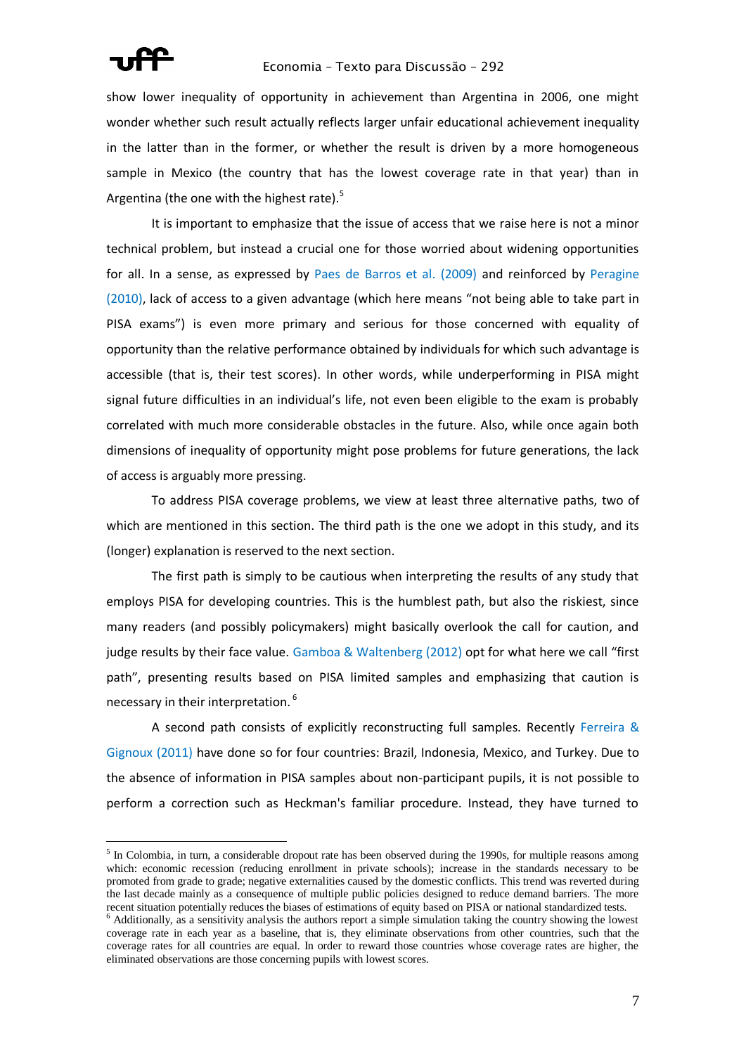show lower inequality of opportunity in achievement than Argentina in 2006, one might wonder whether such result actually reflects larger unfair educational achievement inequality in the latter than in the former, or whether the result is driven by a more homogeneous sample in Mexico (the country that has the lowest coverage rate in that year) than in Argentina (the one with the highest rate).[5]

It is important to emphasize that the issue of access that we raise here is not a minor technical problem, but instead a crucial one for those worried about widening opportunities for all. In a sense, as expressed by Paes de Barros et al. (2009) and reinforced by Peragine (2010), lack of access to a given advantage (which here means "not being able to take part in PISA exams") is even more primary and serious for those concerned with equality of opportunity than the relative performance obtained by individuals for which such advantage is accessible (that is, their test scores). In other words, while underperforming in PISA might signal future difficulties in an individual's life, not even been eligible to the exam is probably correlated with much more considerable obstacles in the future. Also, while once again both dimensions of inequality of opportunity might pose problems for future generations, the lack of access is arguably more pressing.

To address PISA coverage problems, we view at least three alternative paths, two of which are mentioned in this section. The third path is the one we adopt in this study, and its (longer) explanation is reserved to the next section.

The first path is simply to be cautious when interpreting the results of any study that employs PISA for developing countries. This is the humblest path, but also the riskiest, since many readers (and possibly policymakers) might basically overlook the call for caution, and judge results by their face value. Gamboa & Waltenberg (2012) opt for what here we call "first path", presenting results based on PISA limited samples and emphasizing that caution is necessary in their interpretation.[6]

A second path consists of explicitly reconstructing full samples. Recently Ferreira & Gignoux (2011) have done so for four countries: Brazil, Indonesia, Mexico, and Turkey. Due to the absence of information in PISA samples about non-participant pupils, it is not possible to perform a correction such as Heckman's familiar procedure. Instead, they have turned to

---

[5] In Colombia, in turn, a considerable dropout rate has been observed during the 1990s, for multiple reasons among which: economic recession (reducing enrollment in private schools); increase in the standards necessary to be promoted from grade to grade; negative externalities caused by the domestic conflicts. This trend was reverted during the last decade mainly as a consequence of multiple public policies designed to reduce demand barriers. The more recent situation potentially reduces the biases of estimations of equity based on PISA or national standardized tests.

[6] Additionally, as a sensitivity analysis the authors report a simple simulation taking the country showing the lowest coverage rate in each year as a baseline, that is, they eliminate observations from other countries, such that the coverage rates for all countries are equal. In order to reward those countries whose coverage rates are higher, the eliminated observations are those concerning pupils with lowest scores.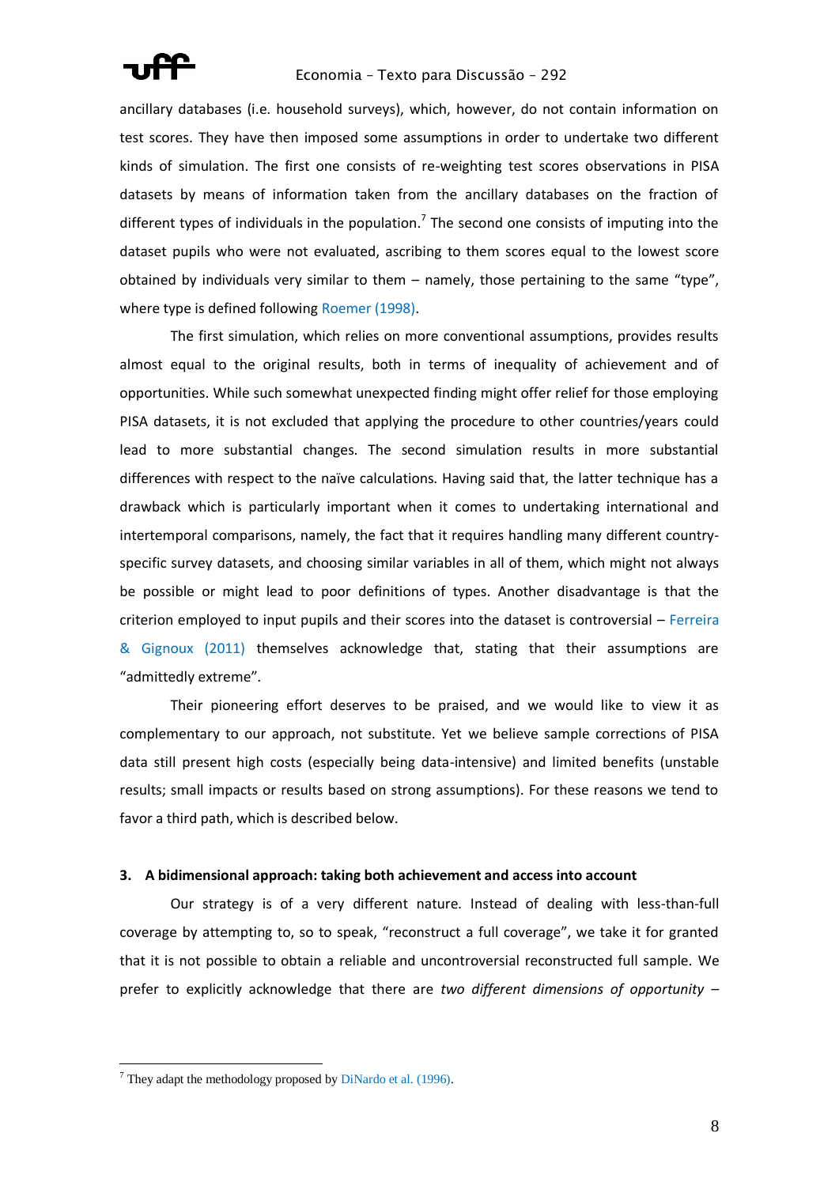ancillary databases (i.e. household surveys), which, however, do not contain information on test scores. They have then imposed some assumptions in order to undertake two different kinds of simulation. The first one consists of re-weighting test scores observations in PISA datasets by means of information taken from the ancillary databases on the fraction of different types of individuals in the population.[7] The second one consists of imputing into the dataset pupils who were not evaluated, ascribing to them scores equal to the lowest score obtained by individuals very similar to them – namely, those pertaining to the same "type", where type is defined following Roemer (1998).

The first simulation, which relies on more conventional assumptions, provides results almost equal to the original results, both in terms of inequality of achievement and of opportunities. While such somewhat unexpected finding might offer relief for those employing PISA datasets, it is not excluded that applying the procedure to other countries/years could lead to more substantial changes. The second simulation results in more substantial differences with respect to the naïve calculations. Having said that, the latter technique has a drawback which is particularly important when it comes to undertaking international and intertemporal comparisons, namely, the fact that it requires handling many different country-specific survey datasets, and choosing similar variables in all of them, which might not always be possible or might lead to poor definitions of types. Another disadvantage is that the criterion employed to input pupils and their scores into the dataset is controversial – Ferreira & Gignoux (2011) themselves acknowledge that, stating that their assumptions are "admittedly extreme".

Their pioneering effort deserves to be praised, and we would like to view it as complementary to our approach, not substitute. Yet we believe sample corrections of PISA data still present high costs (especially being data-intensive) and limited benefits (unstable results; small impacts or results based on strong assumptions). For these reasons we tend to favor a third path, which is described below.

## 3. A bidimensional approach: taking both achievement and access into account

Our strategy is of a very different nature. Instead of dealing with less-than-full coverage by attempting to, so to speak, "reconstruct a full coverage", we take it for granted that it is not possible to obtain a reliable and uncontroversial reconstructed full sample. We prefer to explicitly acknowledge that there are *two different dimensions of opportunity* –

---

[7] They adapt the methodology proposed by DiNardo et al. (1996).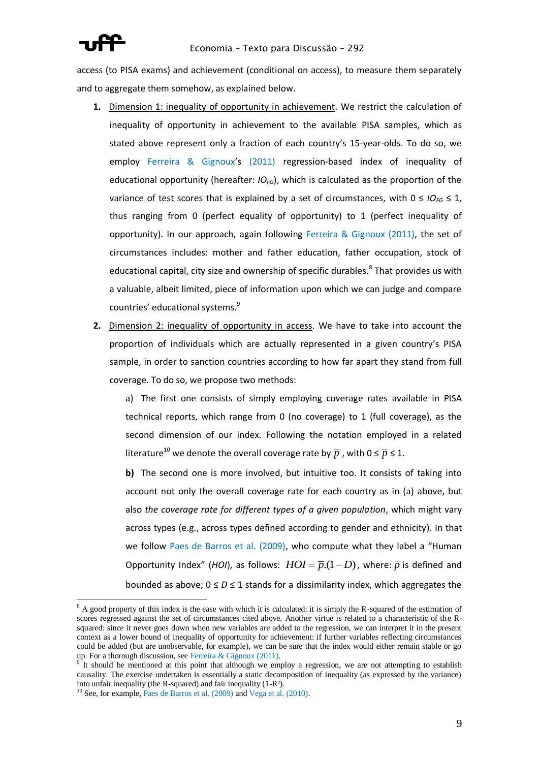access (to PISA exams) and achievement (conditional on access), to measure them separately and to aggregate them somehow, as explained below.

1. Dimension 1: inequality of opportunity in achievement. We restrict the calculation of inequality of opportunity in achievement to the available PISA samples, which as stated above represent only a fraction of each country's 15-year-olds. To do so, we employ Ferreira & Gignoux's (2011) regression-based index of inequality of educational opportunity (hereafter: $IO_{FG}$), which is calculated as the proportion of the variance of test scores that is explained by a set of circumstances, with $0 \leq IO_{FG} \leq 1$, thus ranging from 0 (perfect equality of opportunity) to 1 (perfect inequality of opportunity). In our approach, again following Ferreira & Gignoux (2011), the set of circumstances includes: mother and father education, father occupation, stock of educational capital, city size and ownership of specific durables.[8] That provides us with a valuable, albeit limited, piece of information upon which we can judge and compare countries' educational systems.[9]

2. Dimension 2: inequality of opportunity in access. We have to take into account the proportion of individuals which are actually represented in a given country's PISA sample, in order to sanction countries according to how far apart they stand from full coverage. To do so, we propose two methods:

   a) The first one consists of simply employing coverage rates available in PISA technical reports, which range from 0 (no coverage) to 1 (full coverage), as the second dimension of our index. Following the notation employed in a related literature[10] we denote the overall coverage rate by $\bar{p}$, with $0 \leq \bar{p} \leq 1$.

   **b)** The second one is more involved, but intuitive too. It consists of taking into account not only the overall coverage rate for each country as in (a) above, but also *the coverage rate for different types of a given population*, which might vary across types (e.g., across types defined according to gender and ethnicity). In that we follow Paes de Barros et al. (2009), who compute what they label a "Human Opportunity Index" (*HOI*), as follows: $HOI = \bar{p}.(1-D)$, where: $\bar{p}$ is defined and bounded as above; $0 \leq D \leq 1$ stands for a dissimilarity index, which aggregates the

---

[8] A good property of this index is the ease with which it is calculated: it is simply the R-squared of the estimation of scores regressed against the set of circumstances cited above. Another virtue is related to a characteristic of the R-squared: since it never goes down when new variables are added to the regression, we can interpret it in the present context as a lower bound of inequality of opportunity for achievement: if further variables reflecting circumstances could be added (but are unobservable, for example), we can be sure that the index would either remain stable or go up. For a thorough discussion, see Ferreira & Gignoux (2011).

[9] It should be mentioned at this point that although we employ a regression, we are not attempting to establish causality. The exercise undertaken is essentially a static decomposition of inequality (as expressed by the variance) into unfair inequality (the R-squared) and fair inequality ($1-R^2$).

[10] See, for example, Paes de Barros et al. (2009) and Vega et al. (2010).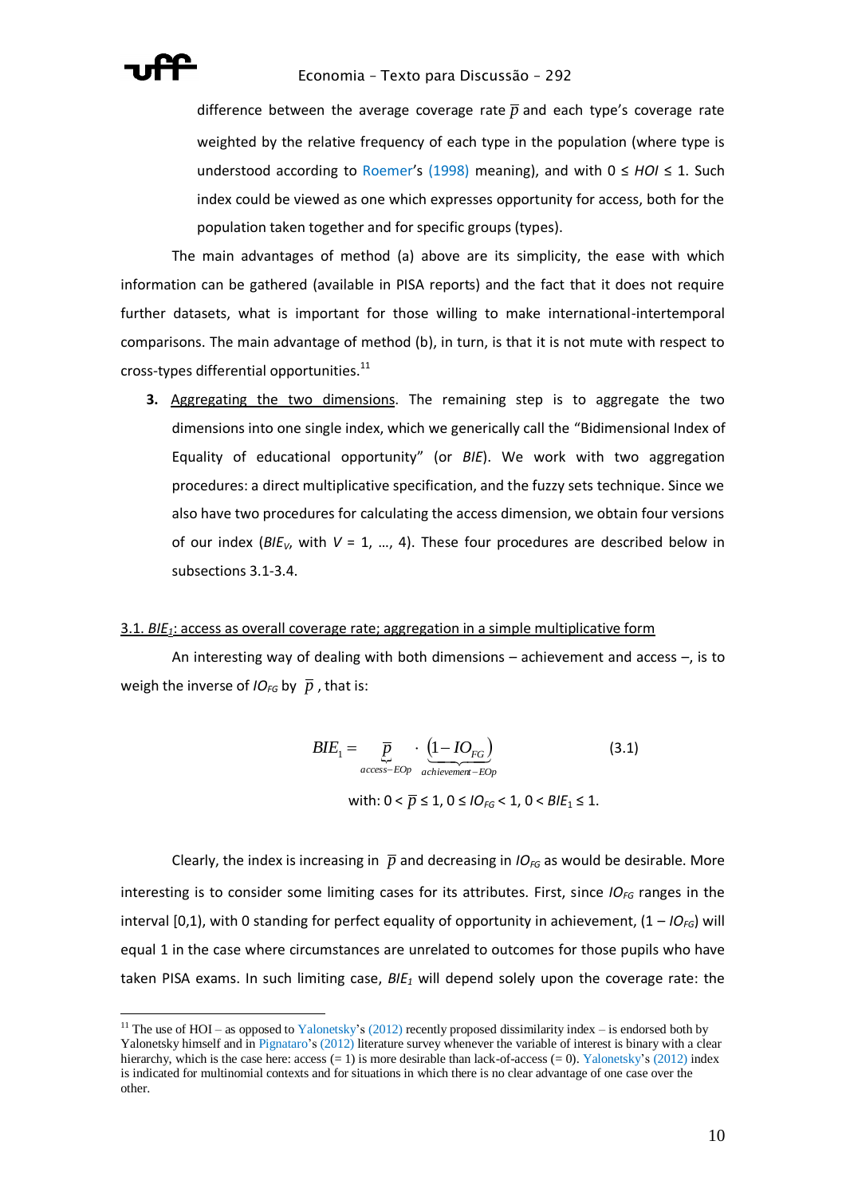difference between the average coverage rate $\overline{p}$ and each type's coverage rate weighted by the relative frequency of each type in the population (where type is understood according to Roemer's (1998) meaning), and with $0 \leq HOI \leq 1$. Such index could be viewed as one which expresses opportunity for access, both for the population taken together and for specific groups (types).

The main advantages of method (a) above are its simplicity, the ease with which information can be gathered (available in PISA reports) and the fact that it does not require further datasets, what is important for those willing to make international-intertemporal comparisons. The main advantage of method (b), in turn, is that it is not mute with respect to cross-types differential opportunities.[11]

3. Aggregating the two dimensions. The remaining step is to aggregate the two dimensions into one single index, which we generically call the "Bidimensional Index of Equality of educational opportunity" (or *BIE*). We work with two aggregation procedures: a direct multiplicative specification, and the fuzzy sets technique. Since we also have two procedures for calculating the access dimension, we obtain four versions of our index ($BIE_V$, with $V = 1, \ldots, 4$). These four procedures are described below in subsections 3.1-3.4.

### 3.1. $BIE_1$: access as overall coverage rate; aggregation in a simple multiplicative form

An interesting way of dealing with both dimensions – achievement and access –, is to weigh the inverse of $IO_{FG}$ by $\overline{p}$, that is:

$$BIE_1 = \underbrace{\overline{p}}_{access-EOp} \cdot \underbrace{\left(1 - IO_{FG}\right)}_{achievement-EOp} \tag{3.1}$$

with: $0 < \overline{p} \leq 1$, $0 \leq IO_{FG} < 1$, $0 < BIE_1 \leq 1$.

Clearly, the index is increasing in $\overline{p}$ and decreasing in $IO_{FG}$ as would be desirable. More interesting is to consider some limiting cases for its attributes. First, since $IO_{FG}$ ranges in the interval [0,1), with 0 standing for perfect equality of opportunity in achievement, $(1 - IO_{FG})$ will equal 1 in the case where circumstances are unrelated to outcomes for those pupils who have taken PISA exams. In such limiting case, $BIE_1$ will depend solely upon the coverage rate: the

[11] The use of HOI – as opposed to Yalonetsky's (2012) recently proposed dissimilarity index – is endorsed both by Yalonetsky himself and in Pignataro's (2012) literature survey whenever the variable of interest is binary with a clear hierarchy, which is the case here: access (= 1) is more desirable than lack-of-access (= 0). Yalonetsky's (2012) index is indicated for multinomial contexts and for situations in which there is no clear advantage of one case over the other.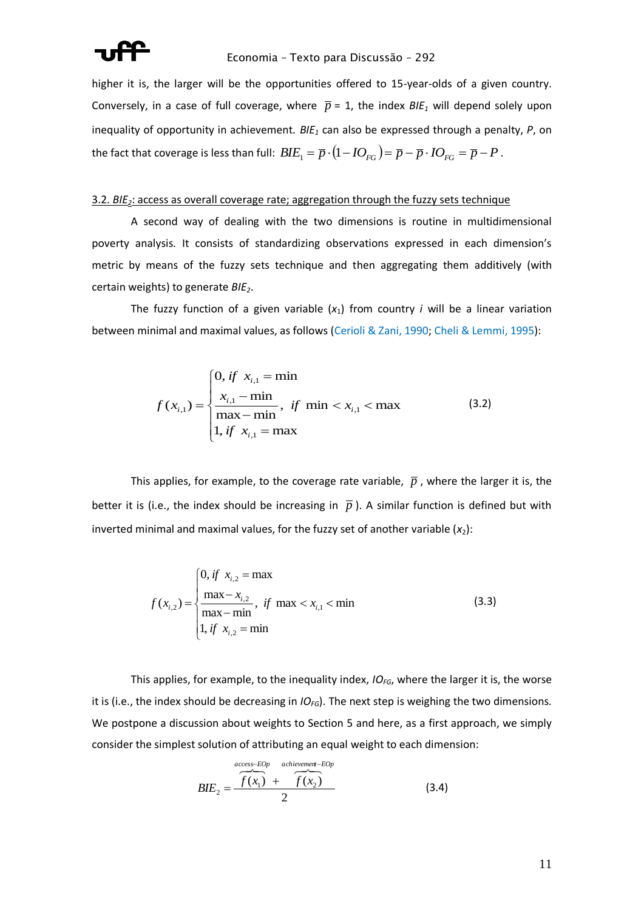higher it is, the larger will be the opportunities offered to 15-year-olds of a given country. Conversely, in a case of full coverage, where $\overline{p}$ = 1, the index $BIE_1$ will depend solely upon inequality of opportunity in achievement. $BIE_1$ can also be expressed through a penalty, $P$, on the fact that coverage is less than full: $BIE_1 = \overline{p} \cdot (1 - IO_{FG}) = \overline{p} - \overline{p} \cdot IO_{FG} = \overline{p} - P$.

### 3.2. $BIE_2$: access as overall coverage rate; aggregation through the fuzzy sets technique

A second way of dealing with the two dimensions is routine in multidimensional poverty analysis. It consists of standardizing observations expressed in each dimension's metric by means of the fuzzy sets technique and then aggregating them additively (with certain weights) to generate $BIE_2$.

The fuzzy function of a given variable ($x_1$) from country *i* will be a linear variation between minimal and maximal values, as follows (Cerioli & Zani, 1990; Cheli & Lemmi, 1995):

$$f(x_{i,1}) = \begin{cases} 0, \text{ if } \ x_{i,1} = \min \\ \dfrac{x_{i,1} - \min}{\max - \min}, \ \text{ if } \ \min < x_{i,1} < \max \\ 1, \text{ if } \ x_{i,1} = \max \end{cases} \tag{3.2}$$

This applies, for example, to the coverage rate variable, $\overline{p}$, where the larger it is, the better it is (i.e., the index should be increasing in $\overline{p}$). A similar function is defined but with inverted minimal and maximal values, for the fuzzy set of another variable ($x_2$):

$$f(x_{i,2}) = \begin{cases} 0, \text{ if } \ x_{i,2} = \max \\ \dfrac{\max - x_{i,2}}{\max - \min}, \ \text{ if } \ \max < x_{i,1} < \min \\ 1, \text{ if } \ x_{i,2} = \min \end{cases} \tag{3.3}$$

This applies, for example, to the inequality index, $IO_{FG}$, where the larger it is, the worse it is (i.e., the index should be decreasing in $IO_{FG}$). The next step is weighing the two dimensions. We postpone a discussion about weights to Section 5 and here, as a first approach, we simply consider the simplest solution of attributing an equal weight to each dimension:

$$BIE_2 = \frac{\overbrace{f(x_1)}^{access-EOp} + \overbrace{f(x_2)}^{achievement-EOp}}{2} \tag{3.4}$$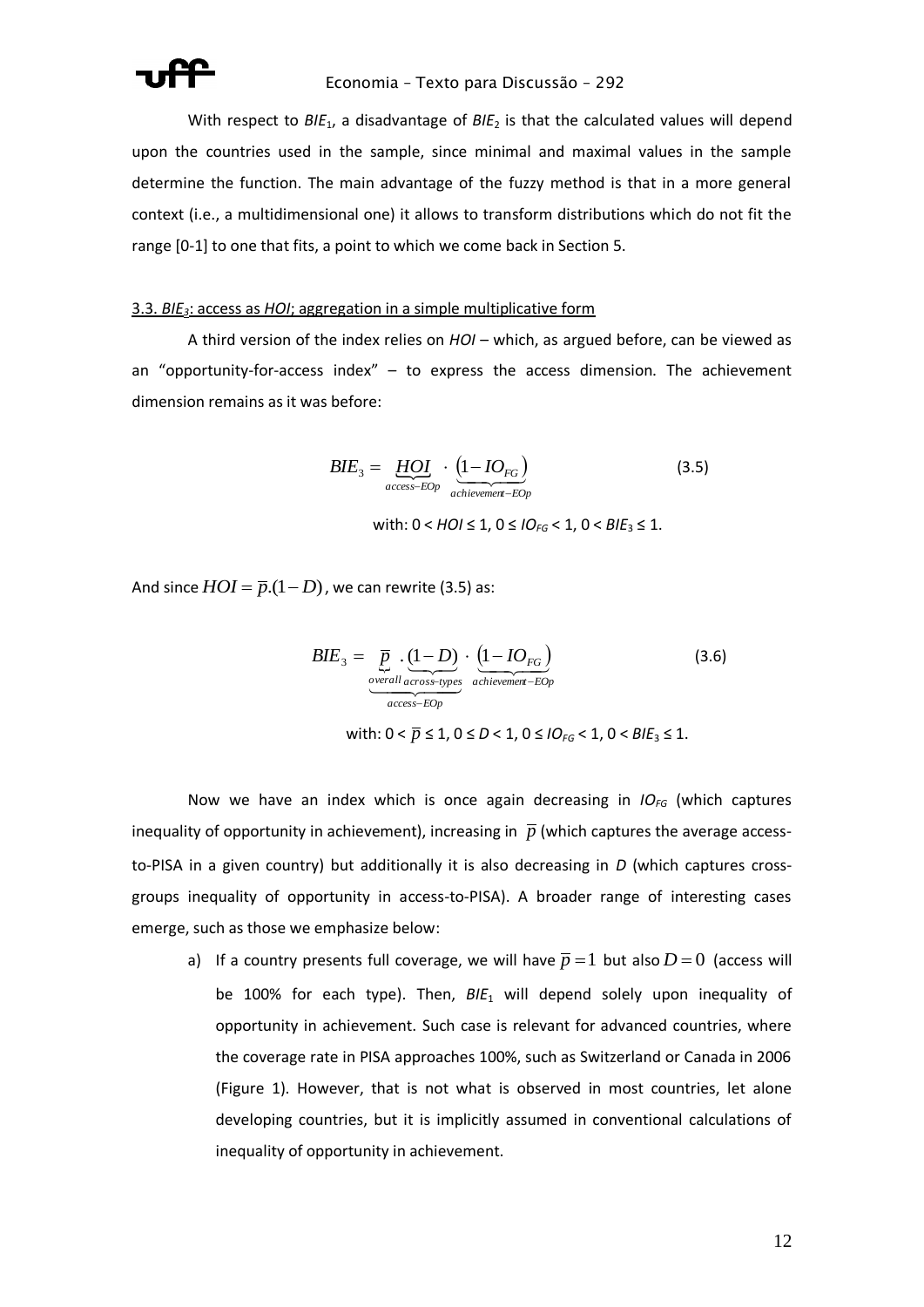With respect to $BIE_1$, a disadvantage of $BIE_2$ is that the calculated values will depend upon the countries used in the sample, since minimal and maximal values in the sample determine the function. The main advantage of the fuzzy method is that in a more general context (i.e., a multidimensional one) it allows to transform distributions which do not fit the range [0-1] to one that fits, a point to which we come back in Section 5.

### 3.3. $BIE_3$: access as *HOI*; aggregation in a simple multiplicative form

A third version of the index relies on *HOI* – which, as argued before, can be viewed as an "opportunity-for-access index" – to express the access dimension. The achievement dimension remains as it was before:

$$BIE_3 = \underbrace{HOI}_{access-EOp} \cdot \underbrace{\left(1 - IO_{FG}\right)}_{achievement-EOp} \tag{3.5}$$

with: $0 < HOI \leq 1$, $0 \leq IO_{FG} < 1$, $0 < BIE_3 \leq 1$.

And since $HOI = \overline{p}.(1-D)$, we can rewrite (3.5) as:

$$BIE_3 = \underbrace{\underbrace{\overline{p}}_{overall} \cdot \underbrace{(1-D)}_{across-types}}_{access-EOp} \cdot \underbrace{\left(1 - IO_{FG}\right)}_{achievement-EOp} \tag{3.6}$$

with: $0 < \overline{p} \leq 1$, $0 \leq D < 1$, $0 \leq IO_{FG} < 1$, $0 < BIE_3 \leq 1$.

Now we have an index which is once again decreasing in $IO_{FG}$ (which captures inequality of opportunity in achievement), increasing in $\overline{p}$ (which captures the average access-to-PISA in a given country) but additionally it is also decreasing in *D* (which captures cross-groups inequality of opportunity in access-to-PISA). A broader range of interesting cases emerge, such as those we emphasize below:

a) If a country presents full coverage, we will have $\overline{p} = 1$ but also $D = 0$ (access will be 100% for each type). Then, $BIE_1$ will depend solely upon inequality of opportunity in achievement. Such case is relevant for advanced countries, where the coverage rate in PISA approaches 100%, such as Switzerland or Canada in 2006 (Figure 1). However, that is not what is observed in most countries, let alone developing countries, but it is implicitly assumed in conventional calculations of inequality of opportunity in achievement.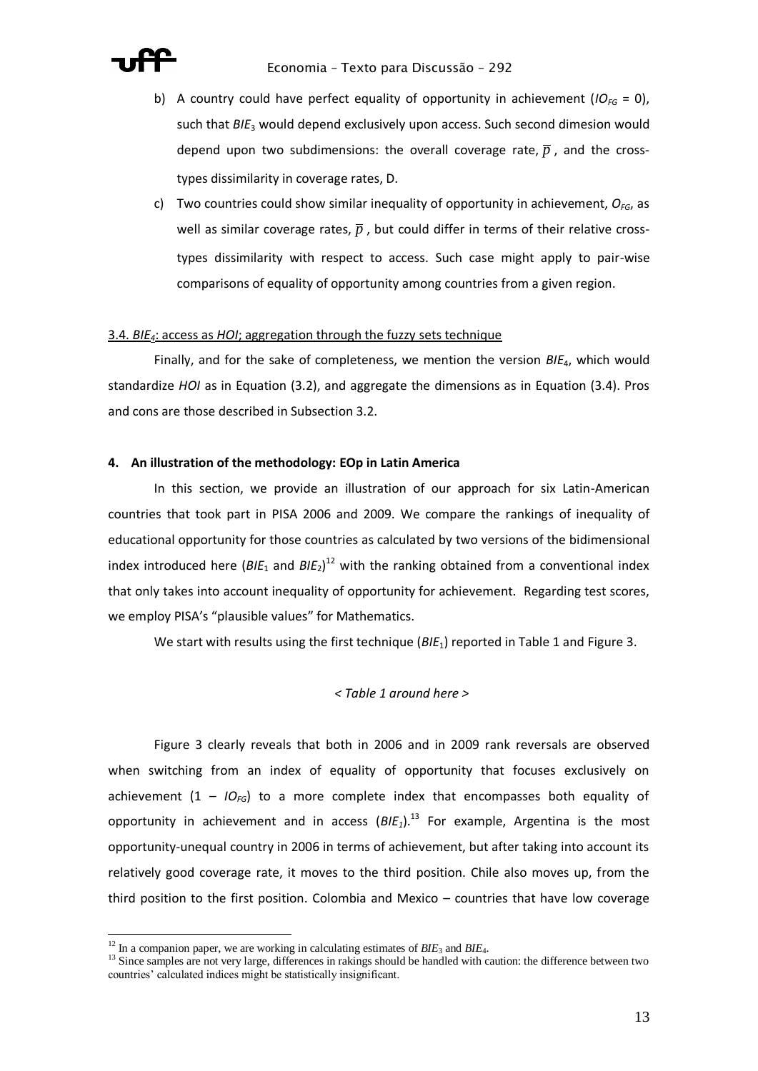b) A country could have perfect equality of opportunity in achievement ($IO_{FG}$ = 0), such that $BIE_3$ would depend exclusively upon access. Such second dimesion would depend upon two subdimensions: the overall coverage rate, $\overline{p}$, and the cross-types dissimilarity in coverage rates, D.

c) Two countries could show similar inequality of opportunity in achievement, $O_{FG}$, as well as similar coverage rates, $\overline{p}$, but could differ in terms of their relative cross-types dissimilarity with respect to access. Such case might apply to pair-wise comparisons of equality of opportunity among countries from a given region.

3.4. $BIE_4$: access as *HOI*; aggregation through the fuzzy sets technique

Finally, and for the sake of completeness, we mention the version $BIE_4$, which would standardize *HOI* as in Equation (3.2), and aggregate the dimensions as in Equation (3.4). Pros and cons are those described in Subsection 3.2.

## 4. An illustration of the methodology: EOp in Latin America

In this section, we provide an illustration of our approach for six Latin-American countries that took part in PISA 2006 and 2009. We compare the rankings of inequality of educational opportunity for those countries as calculated by two versions of the bidimensional index introduced here ($BIE_1$ and $BIE_2$)[12] with the ranking obtained from a conventional index that only takes into account inequality of opportunity for achievement. Regarding test scores, we employ PISA's "plausible values" for Mathematics.

We start with results using the first technique ($BIE_1$) reported in Table 1 and Figure 3.

*< Table 1 around here >*

Figure 3 clearly reveals that both in 2006 and in 2009 rank reversals are observed when switching from an index of equality of opportunity that focuses exclusively on achievement ($1 - IO_{FG}$) to a more complete index that encompasses both equality of opportunity in achievement and in access ($BIE_1$).[13] For example, Argentina is the most opportunity-unequal country in 2006 in terms of achievement, but after taking into account its relatively good coverage rate, it moves to the third position. Chile also moves up, from the third position to the first position. Colombia and Mexico – countries that have low coverage

[12] In a companion paper, we are working in calculating estimates of $BIE_3$ and $BIE_4$.

[13] Since samples are not very large, differences in rakings should be handled with caution: the difference between two countries' calculated indices might be statistically insignificant.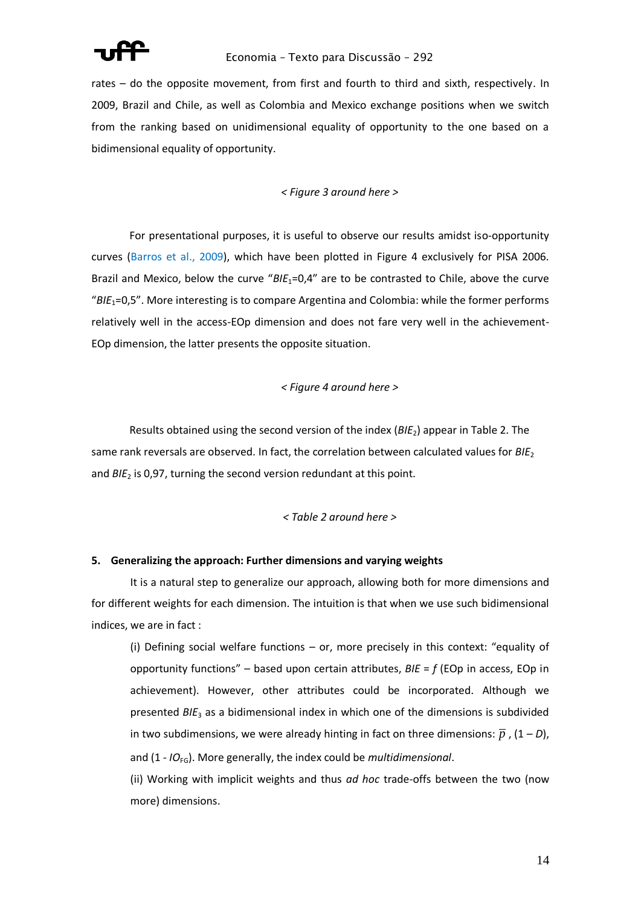rates – do the opposite movement, from first and fourth to third and sixth, respectively. In 2009, Brazil and Chile, as well as Colombia and Mexico exchange positions when we switch from the ranking based on unidimensional equality of opportunity to the one based on a bidimensional equality of opportunity.

*< Figure 3 around here >*

For presentational purposes, it is useful to observe our results amidst iso-opportunity curves (Barros et al., 2009), which have been plotted in Figure 4 exclusively for PISA 2006. Brazil and Mexico, below the curve "$BIE_1$=0,4" are to be contrasted to Chile, above the curve "$BIE_1$=0,5". More interesting is to compare Argentina and Colombia: while the former performs relatively well in the access-EOp dimension and does not fare very well in the achievement-EOp dimension, the latter presents the opposite situation.

*< Figure 4 around here >*

Results obtained using the second version of the index ($BIE_2$) appear in Table 2. The same rank reversals are observed. In fact, the correlation between calculated values for $BIE_2$ and $BIE_2$ is 0,97, turning the second version redundant at this point.

*< Table 2 around here >*

## 5. Generalizing the approach: Further dimensions and varying weights

It is a natural step to generalize our approach, allowing both for more dimensions and for different weights for each dimension. The intuition is that when we use such bidimensional indices, we are in fact :

(i) Defining social welfare functions – or, more precisely in this context: "equality of opportunity functions" – based upon certain attributes, $BIE = f$ (EOp in access, EOp in achievement). However, other attributes could be incorporated. Although we presented $BIE_3$ as a bidimensional index in which one of the dimensions is subdivided in two subdimensions, we were already hinting in fact on three dimensions: $\overline{p}$ , $(1 – D)$, and $(1 - IO_{FG})$. More generally, the index could be *multidimensional*.

(ii) Working with implicit weights and thus *ad hoc* trade-offs between the two (now more) dimensions.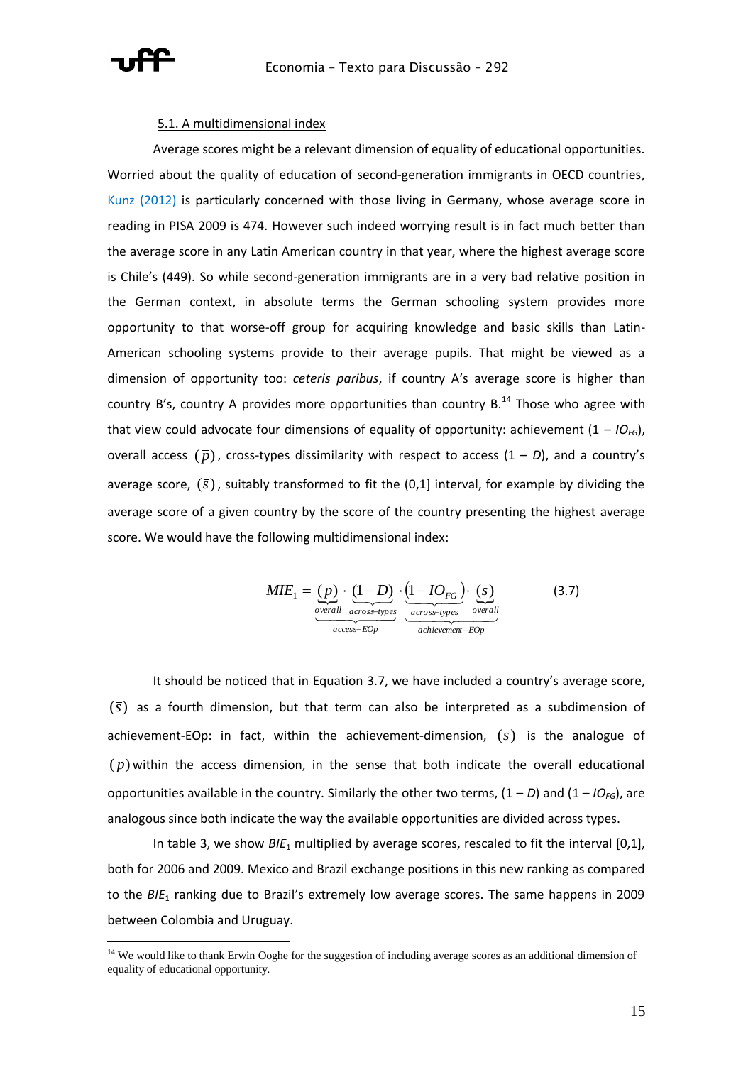### 5.1. A multidimensional index

Average scores might be a relevant dimension of equality of educational opportunities. Worried about the quality of education of second-generation immigrants in OECD countries, Kunz (2012) is particularly concerned with those living in Germany, whose average score in reading in PISA 2009 is 474. However such indeed worrying result is in fact much better than the average score in any Latin American country in that year, where the highest average score is Chile's (449). So while second-generation immigrants are in a very bad relative position in the German context, in absolute terms the German schooling system provides more opportunity to that worse-off group for acquiring knowledge and basic skills than Latin-American schooling systems provide to their average pupils. That might be viewed as a dimension of opportunity too: *ceteris paribus*, if country A's average score is higher than country B's, country A provides more opportunities than country B.[14] Those who agree with that view could advocate four dimensions of equality of opportunity: achievement ($1 - IO_{FG}$), overall access $(\overline{p})$, cross-types dissimilarity with respect to access ($1 - D$), and a country's average score, $(\overline{s})$, suitably transformed to fit the (0,1] interval, for example by dividing the average score of a given country by the score of the country presenting the highest average score. We would have the following multidimensional index:

$$MIE_1 = \underbrace{\underbrace{(\overline{p})}_{overall} \cdot \underbrace{(1-D)}_{across\text{-}types}}_{access-EOp} \cdot \underbrace{\underbrace{\left(1-IO_{FG}\right)}_{across\text{-}types} \cdot \underbrace{(\overline{s})}_{overall}}_{achievement-EOp} \qquad (3.7)$$

It should be noticed that in Equation 3.7, we have included a country's average score, $(\overline{s})$ as a fourth dimension, but that term can also be interpreted as a subdimension of achievement-EOp: in fact, within the achievement-dimension, $(\overline{s})$ is the analogue of $(\overline{p})$ within the access dimension, in the sense that both indicate the overall educational opportunities available in the country. Similarly the other two terms, ($1 - D$) and ($1 - IO_{FG}$), are analogous since both indicate the way the available opportunities are divided across types.

In table 3, we show $BIE_1$ multiplied by average scores, rescaled to fit the interval [0,1], both for 2006 and 2009. Mexico and Brazil exchange positions in this new ranking as compared to the $BIE_1$ ranking due to Brazil's extremely low average scores. The same happens in 2009 between Colombia and Uruguay.

[14] We would like to thank Erwin Ooghe for the suggestion of including average scores as an additional dimension of equality of educational opportunity.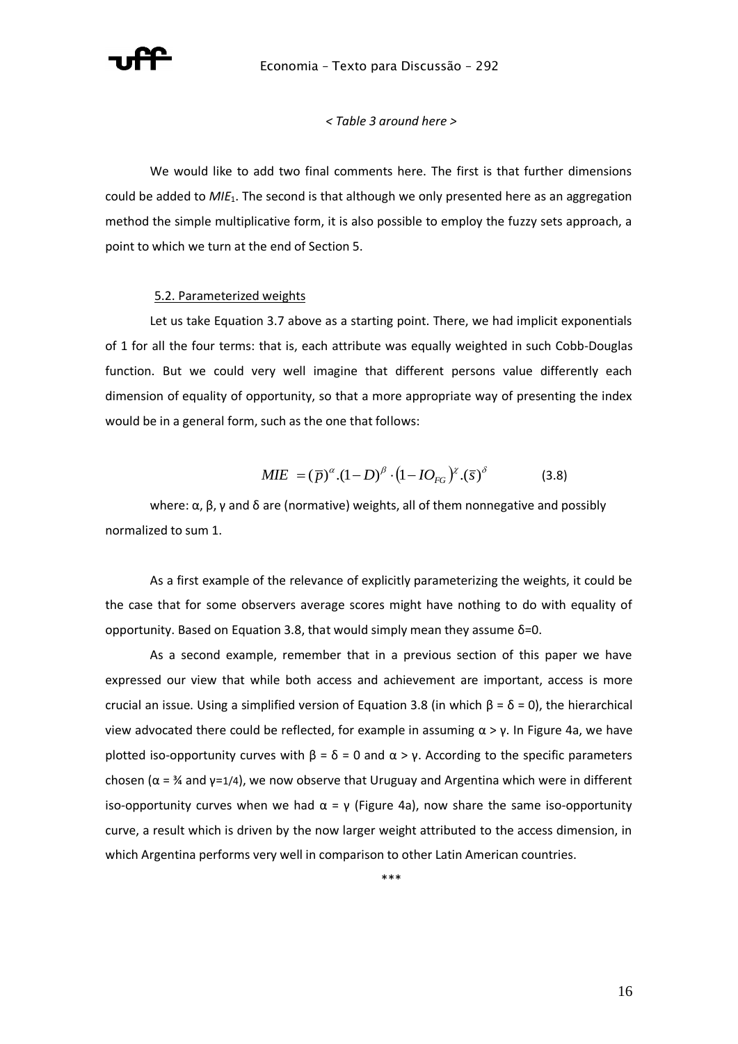*< Table 3 around here >*

We would like to add two final comments here. The first is that further dimensions could be added to $MIE_1$. The second is that although we only presented here as an aggregation method the simple multiplicative form, it is also possible to employ the fuzzy sets approach, a point to which we turn at the end of Section 5.

5.2. Parameterized weights

Let us take Equation 3.7 above as a starting point. There, we had implicit exponentials of 1 for all the four terms: that is, each attribute was equally weighted in such Cobb-Douglas function. But we could very well imagine that different persons value differently each dimension of equality of opportunity, so that a more appropriate way of presenting the index would be in a general form, such as the one that follows:

$$MIE = (\bar{p})^{\alpha}.(1-D)^{\beta} \cdot (1-IO_{FG})^{\chi}.(\bar{s})^{\delta} \qquad (3.8)$$

where: α, β, γ and δ are (normative) weights, all of them nonnegative and possibly normalized to sum 1.

As a first example of the relevance of explicitly parameterizing the weights, it could be the case that for some observers average scores might have nothing to do with equality of opportunity. Based on Equation 3.8, that would simply mean they assume $\delta=0$.

As a second example, remember that in a previous section of this paper we have expressed our view that while both access and achievement are important, access is more crucial an issue. Using a simplified version of Equation 3.8 (in which $\beta = \delta = 0$), the hierarchical view advocated there could be reflected, for example in assuming $\alpha > \gamma$. In Figure 4a, we have plotted iso-opportunity curves with $\beta = \delta = 0$ and $\alpha > \gamma$. According to the specific parameters chosen ($\alpha = ¾$ and $\gamma=1/4$), we now observe that Uruguay and Argentina which were in different iso-opportunity curves when we had $\alpha = \gamma$ (Figure 4a), now share the same iso-opportunity curve, a result which is driven by the now larger weight attributed to the access dimension, in which Argentina performs very well in comparison to other Latin American countries.

\*\*\*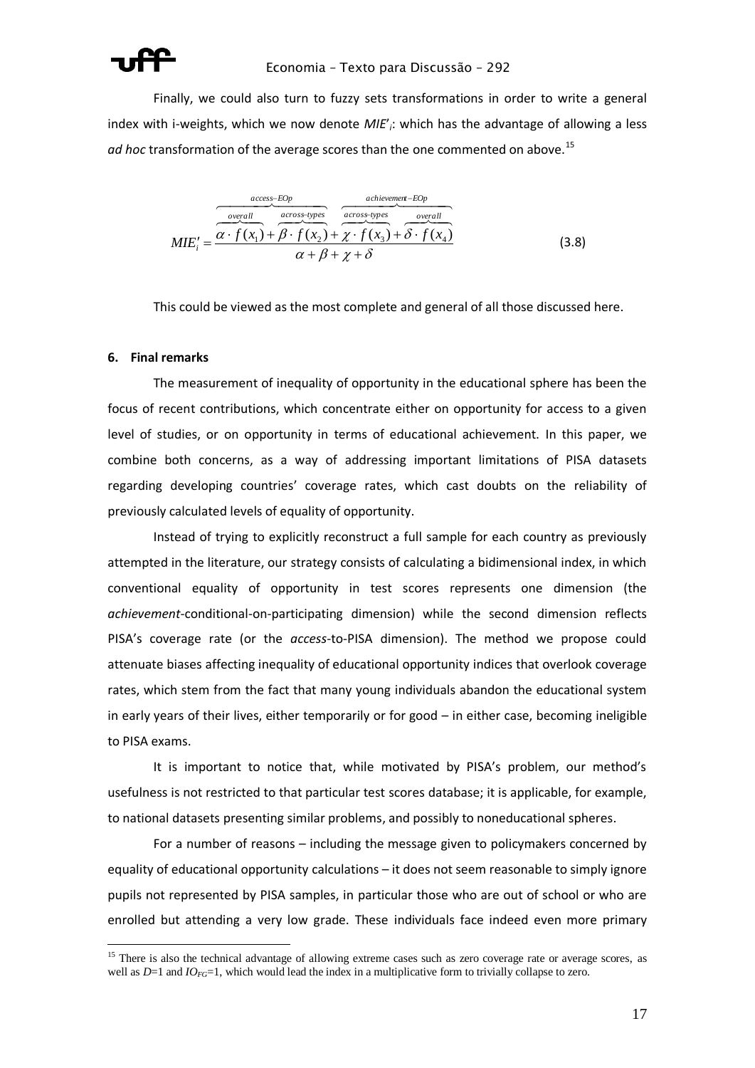Finally, we could also turn to fuzzy sets transformations in order to write a general index with i-weights, which we now denote $MIE'_i$: which has the advantage of allowing a less *ad hoc* transformation of the average scores than the one commented on above.[15]

$$MIE'_i = \frac{\overbrace{\underbrace{\alpha \cdot f(x_1)}_{overall} + \underbrace{\beta \cdot f(x_2)}_{across\text{-}types}}^{access\text{-}EOp} + \overbrace{\underbrace{\chi \cdot f(x_3)}_{across\text{-}types} + \underbrace{\delta \cdot f(x_4)}_{overall}}^{achievement\text{-}EOp}}{\alpha + \beta + \chi + \delta} \tag{3.8}$$

This could be viewed as the most complete and general of all those discussed here.

## 6. Final remarks

The measurement of inequality of opportunity in the educational sphere has been the focus of recent contributions, which concentrate either on opportunity for access to a given level of studies, or on opportunity in terms of educational achievement. In this paper, we combine both concerns, as a way of addressing important limitations of PISA datasets regarding developing countries' coverage rates, which cast doubts on the reliability of previously calculated levels of equality of opportunity.

Instead of trying to explicitly reconstruct a full sample for each country as previously attempted in the literature, our strategy consists of calculating a bidimensional index, in which conventional equality of opportunity in test scores represents one dimension (the *achievement*-conditional-on-participating dimension) while the second dimension reflects PISA's coverage rate (or the *access*-to-PISA dimension). The method we propose could attenuate biases affecting inequality of educational opportunity indices that overlook coverage rates, which stem from the fact that many young individuals abandon the educational system in early years of their lives, either temporarily or for good – in either case, becoming ineligible to PISA exams.

It is important to notice that, while motivated by PISA's problem, our method's usefulness is not restricted to that particular test scores database; it is applicable, for example, to national datasets presenting similar problems, and possibly to noneducational spheres.

For a number of reasons – including the message given to policymakers concerned by equality of educational opportunity calculations – it does not seem reasonable to simply ignore pupils not represented by PISA samples, in particular those who are out of school or who are enrolled but attending a very low grade. These individuals face indeed even more primary

[15] There is also the technical advantage of allowing extreme cases such as zero coverage rate or average scores, as well as $D$=1 and $IO_{FG}$=1, which would lead the index in a multiplicative form to trivially collapse to zero.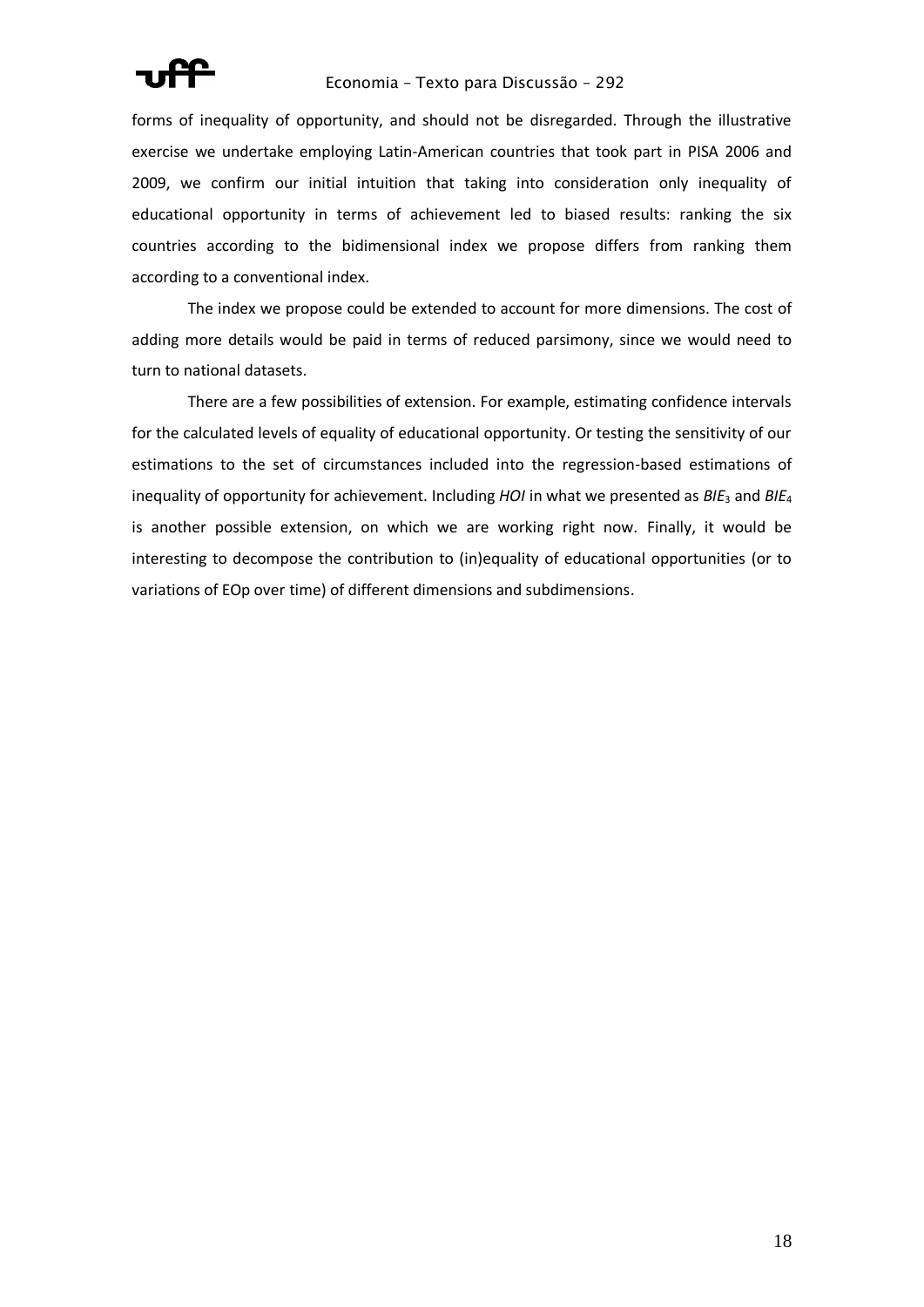forms of inequality of opportunity, and should not be disregarded. Through the illustrative exercise we undertake employing Latin-American countries that took part in PISA 2006 and 2009, we confirm our initial intuition that taking into consideration only inequality of educational opportunity in terms of achievement led to biased results: ranking the six countries according to the bidimensional index we propose differs from ranking them according to a conventional index.

The index we propose could be extended to account for more dimensions. The cost of adding more details would be paid in terms of reduced parsimony, since we would need to turn to national datasets.

There are a few possibilities of extension. For example, estimating confidence intervals for the calculated levels of equality of educational opportunity. Or testing the sensitivity of our estimations to the set of circumstances included into the regression-based estimations of inequality of opportunity for achievement. Including *HOI* in what we presented as $BIE_3$ and $BIE_4$ is another possible extension, on which we are working right now. Finally, it would be interesting to decompose the contribution to (in)equality of educational opportunities (or to variations of EOp over time) of different dimensions and subdimensions.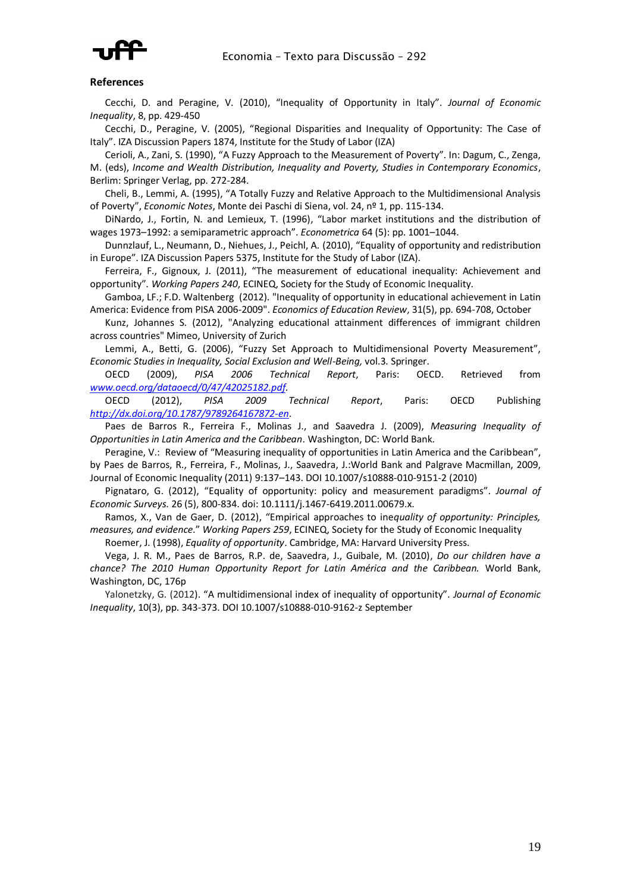**References**

Cecchi, D. and Peragine, V. (2010), "Inequality of Opportunity in Italy". *Journal of Economic Inequality*, 8, pp. 429-450

Cecchi, D., Peragine, V. (2005), "Regional Disparities and Inequality of Opportunity: The Case of Italy". IZA Discussion Papers 1874, Institute for the Study of Labor (IZA)

Cerioli, A., Zani, S. (1990), "A Fuzzy Approach to the Measurement of Poverty". In: Dagum, C., Zenga, M. (eds), *Income and Wealth Distribution, Inequality and Poverty, Studies in Contemporary Economics*, Berlim: Springer Verlag, pp. 272-284.

Cheli, B., Lemmi, A. (1995), "A Totally Fuzzy and Relative Approach to the Multidimensional Analysis of Poverty", *Economic Notes*, Monte dei Paschi di Siena, vol. 24, nº 1, pp. 115-134.

DiNardo, J., Fortin, N. and Lemieux, T. (1996), "Labor market institutions and the distribution of wages 1973–1992: a semiparametric approach". *Econometrica* 64 (5): pp. 1001–1044.

Dunnzlauf, L., Neumann, D., Niehues, J., Peichl, A. (2010), "Equality of opportunity and redistribution in Europe". IZA Discussion Papers 5375, Institute for the Study of Labor (IZA).

Ferreira, F., Gignoux, J. (2011), "The measurement of educational inequality: Achievement and opportunity". *Working Papers 240*, ECINEQ, Society for the Study of Economic Inequality.

Gamboa, LF.; F.D. Waltenberg (2012). "Inequality of opportunity in educational achievement in Latin America: Evidence from PISA 2006-2009". *Economics of Education Review*, 31(5), pp. 694-708, October

Kunz, Johannes S. (2012), "Analyzing educational attainment differences of immigrant children across countries" Mimeo, University of Zurich

Lemmi, A., Betti, G. (2006), "Fuzzy Set Approach to Multidimensional Poverty Measurement", *Economic Studies in Inequality, Social Exclusion and Well-Being,* vol.3. Springer.

OECD (2009), *PISA 2006 Technical Report*, Paris: OECD. Retrieved from *www.oecd.org/dataoecd/0/47/42025182.pdf*.

OECD (2012), *PISA 2009 Technical Report*, Paris: OECD Publishing *http://dx.doi.org/10.1787/9789264167872-en*.

Paes de Barros R., Ferreira F., Molinas J., and Saavedra J. (2009), *Measuring Inequality of Opportunities in Latin America and the Caribbean*. Washington, DC: World Bank.

Peragine, V.: Review of "Measuring inequality of opportunities in Latin America and the Caribbean", by Paes de Barros, R., Ferreira, F., Molinas, J., Saavedra, J.:World Bank and Palgrave Macmillan, 2009, Journal of Economic Inequality (2011) 9:137–143. DOI 10.1007/s10888-010-9151-2 (2010)

Pignataro, G. (2012), "Equality of opportunity: policy and measurement paradigms". *Journal of Economic Surveys.* 26 (5), 800-834. doi: 10.1111/j.1467-6419.2011.00679.x.

Ramos, X., Van de Gaer, D. (2012), "Empirical approaches to ine*quality of opportunity: Principles, measures, and evidence*." *Working Papers 259*, ECINEQ, Society for the Study of Economic Inequality

Roemer, J. (1998), *Equality of opportunity*. Cambridge, MA: Harvard University Press.

Vega, J. R. M., Paes de Barros, R.P. de, Saavedra, J., Guibale, M. (2010), *Do our children have a chance? The 2010 Human Opportunity Report for Latin América and the Caribbean.* World Bank, Washington, DC, 176p

Yalonetzky, G. (2012). "A multidimensional index of inequality of opportunity". *Journal of Economic Inequality*, 10(3), pp. 343-373. DOI 10.1007/s10888-010-9162-z September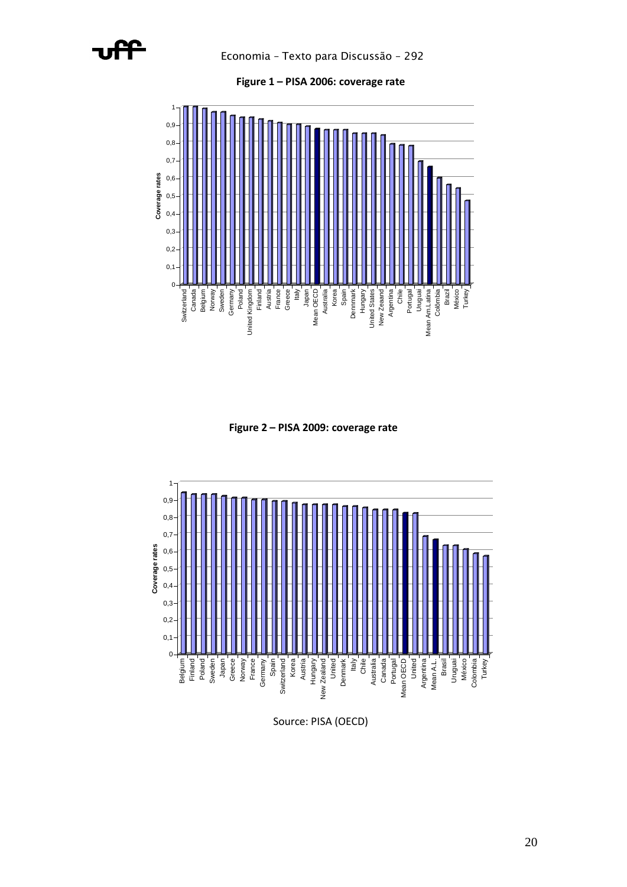**Figure 1 – PISA 2006: coverage rate**

**Figure 2 – PISA 2009: coverage rate**

Source: PISA (OECD)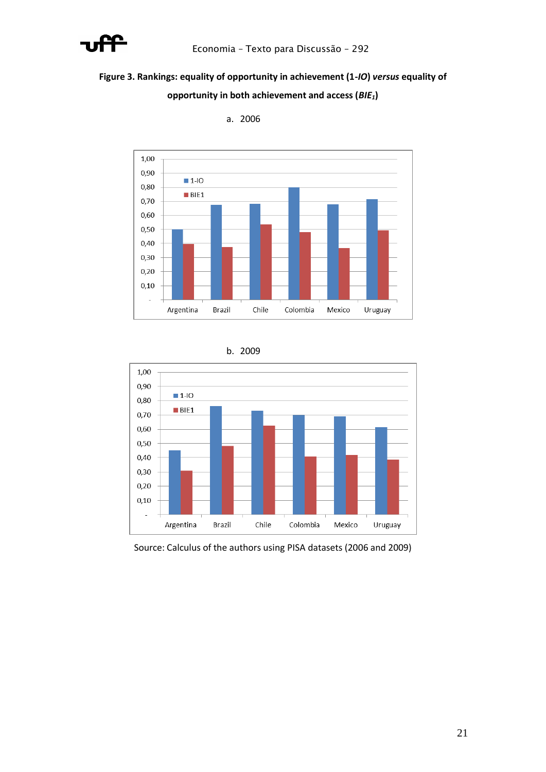**Figure 3. Rankings: equality of opportunity in achievement (1-*IO*) *versus* equality of opportunity in both achievement and access (*$BIE_1$*)**

a. 2006

b. 2009

Source: Calculus of the authors using PISA datasets (2006 and 2009)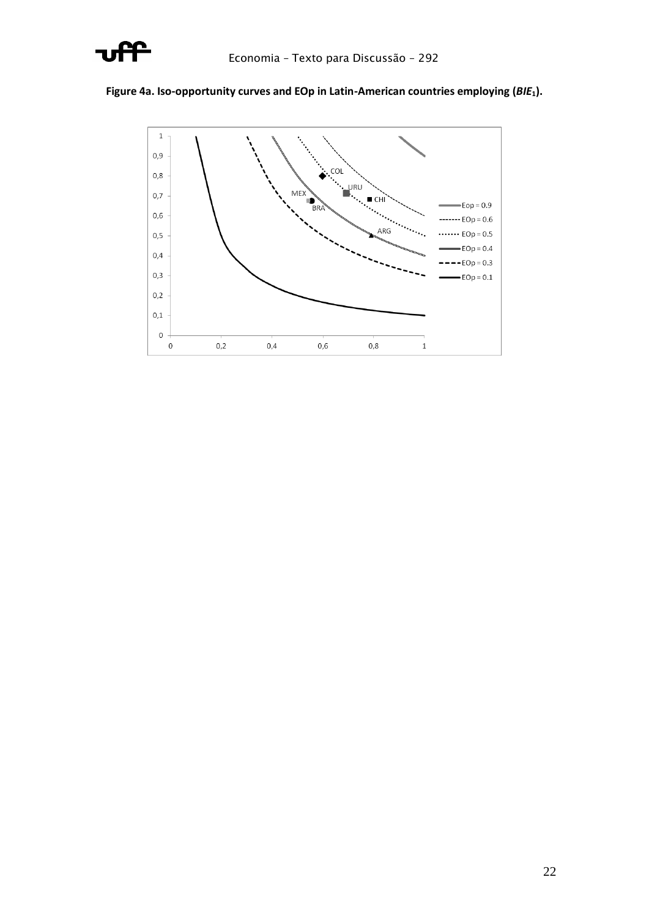**Figure 4a. Iso-opportunity curves and EOp in Latin-American countries employing ($BIE_1$).**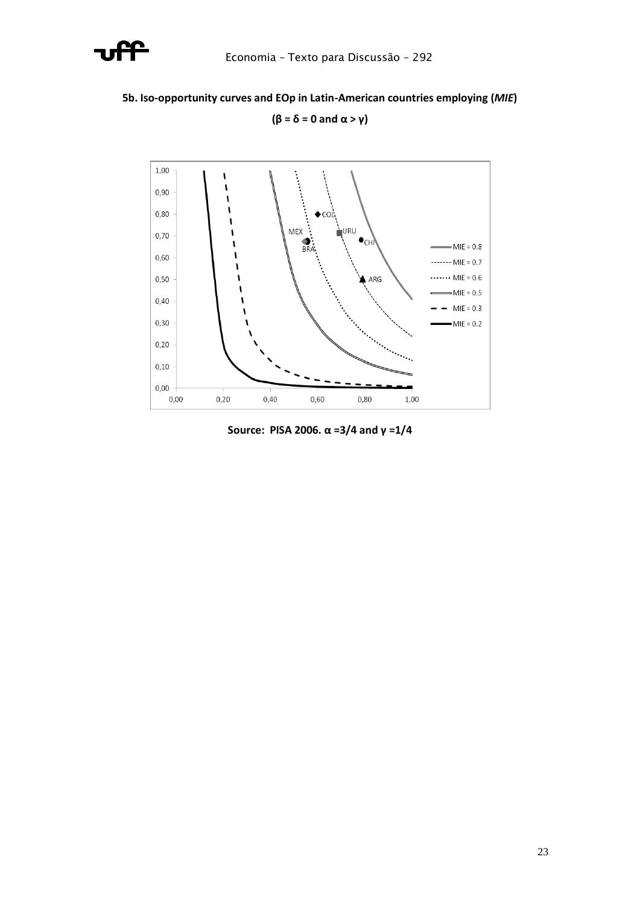**5b. Iso-opportunity curves and EOp in Latin-American countries employing (*MIE*)**

**($\beta = \delta = 0$ and $\alpha > \gamma$)**

**Source: PISA 2006. $\alpha = 3/4$ and $\gamma = 1/4$**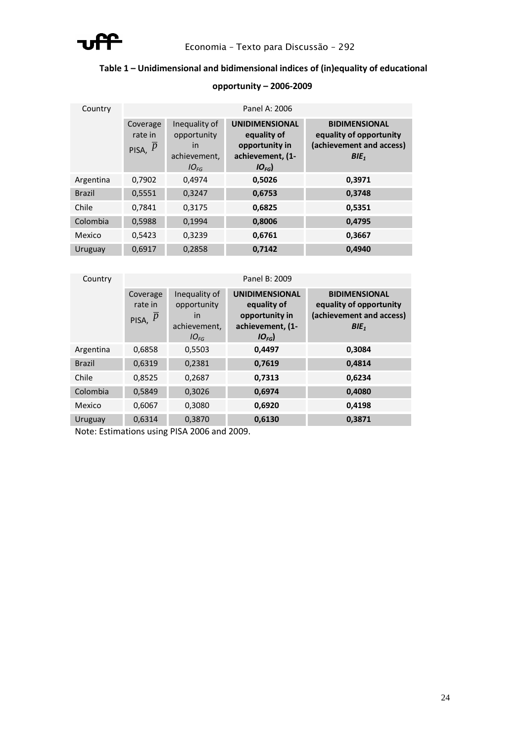**Table 1 – Unidimensional and bidimensional indices of (in)equality of educational opportunity – 2006-2009**

| Country | Panel A: 2006 | | | |
|---|---|---|---|---|
| | Coverage rate in PISA, $\overline{p}$ | Inequality of opportunity in achievement, $IO_{FG}$ | **UNIDIMENSIONAL equality of opportunity in achievement, (1-$IO_{FG}$)** | **BIDIMENSIONAL equality of opportunity (achievement and access) $BIE_1$** |
| Argentina | 0,7902 | 0,4974 | **0,5026** | **0,3971** |
| Brazil | 0,5551 | 0,3247 | **0,6753** | **0,3748** |
| Chile | 0,7841 | 0,3175 | **0,6825** | **0,5351** |
| Colombia | 0,5988 | 0,1994 | **0,8006** | **0,4795** |
| Mexico | 0,5423 | 0,3239 | **0,6761** | **0,3667** |
| Uruguay | 0,6917 | 0,2858 | **0,7142** | **0,4940** |

| Country | Panel B: 2009 | | | |
|---|---|---|---|---|
| | Coverage rate in PISA, $\overline{p}$ | Inequality of opportunity in achievement, $IO_{FG}$ | **UNIDIMENSIONAL equality of opportunity in achievement, (1-$IO_{FG}$)** | **BIDIMENSIONAL equality of opportunity (achievement and access) $BIE_1$** |
| Argentina | 0,6858 | 0,5503 | **0,4497** | **0,3084** |
| Brazil | 0,6319 | 0,2381 | **0,7619** | **0,4814** |
| Chile | 0,8525 | 0,2687 | **0,7313** | **0,6234** |
| Colombia | 0,5849 | 0,3026 | **0,6974** | **0,4080** |
| Mexico | 0,6067 | 0,3080 | **0,6920** | **0,4198** |
| Uruguay | 0,6314 | 0,3870 | **0,6130** | **0,3871** |

Note: Estimations using PISA 2006 and 2009.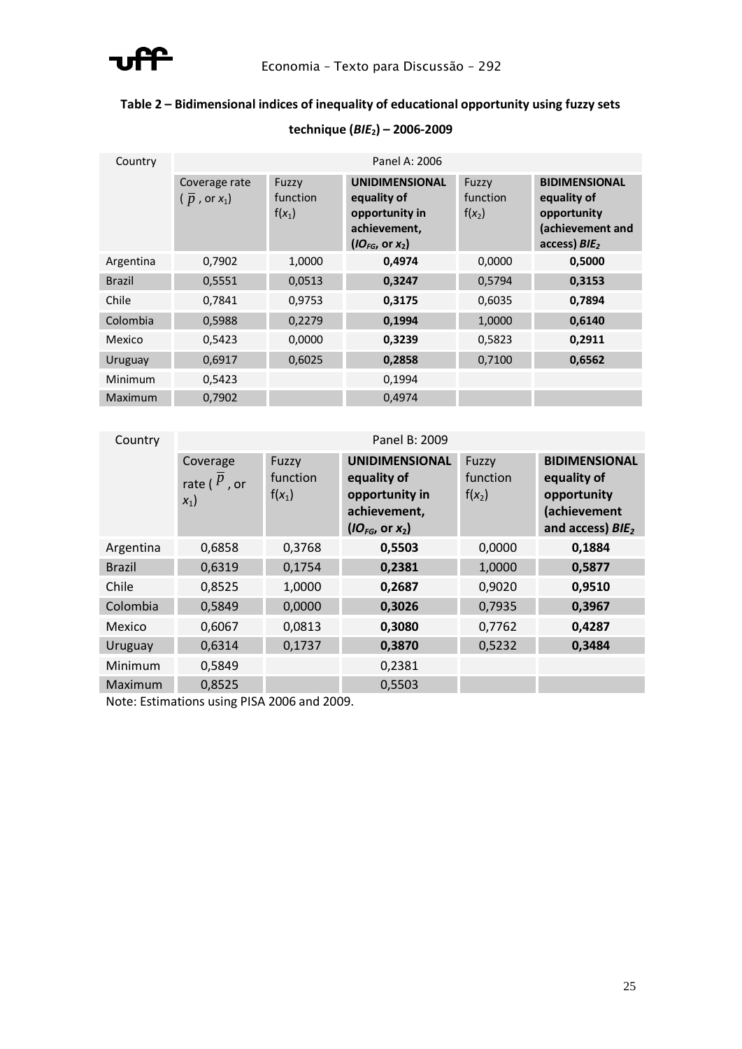**Table 2 – Bidimensional indices of inequality of educational opportunity using fuzzy sets technique ($BIE_2$) – 2006-2009**

| Country | Panel A: 2006 | | | | |
|---|---|---|---|---|---|
| | Coverage rate ($\overline{p}$, or $x_1$) | Fuzzy function $f(x_1)$ | **UNIDIMENSIONAL equality of opportunity in achievement, ($IO_{FG}$, or $x_2$)** | Fuzzy function $f(x_2)$ | **BIDIMENSIONAL equality of opportunity (achievement and access) $BIE_2$** |
| Argentina | 0,7902 | 1,0000 | **0,4974** | 0,0000 | **0,5000** |
| Brazil | 0,5551 | 0,0513 | **0,3247** | 0,5794 | **0,3153** |
| Chile | 0,7841 | 0,9753 | **0,3175** | 0,6035 | **0,7894** |
| Colombia | 0,5988 | 0,2279 | **0,1994** | 1,0000 | **0,6140** |
| Mexico | 0,5423 | 0,0000 | **0,3239** | 0,5823 | **0,2911** |
| Uruguay | 0,6917 | 0,6025 | **0,2858** | 0,7100 | **0,6562** |
| Minimum | 0,5423 | | 0,1994 | | |
| Maximum | 0,7902 | | 0,4974 | | |

| Country | Panel B: 2009 | | | | |
|---|---|---|---|---|---|
| | Coverage rate ($\overline{p}$, or $x_1$) | Fuzzy function $f(x_1)$ | **UNIDIMENSIONAL equality of opportunity in achievement, ($IO_{FG}$, or $x_2$)** | Fuzzy function $f(x_2)$ | **BIDIMENSIONAL equality of opportunity (achievement and access) $BIE_2$** |
| Argentina | 0,6858 | 0,3768 | **0,5503** | 0,0000 | **0,1884** |
| Brazil | 0,6319 | 0,1754 | **0,2381** | 1,0000 | **0,5877** |
| Chile | 0,8525 | 1,0000 | **0,2687** | 0,9020 | **0,9510** |
| Colombia | 0,5849 | 0,0000 | **0,3026** | 0,7935 | **0,3967** |
| Mexico | 0,6067 | 0,0813 | **0,3080** | 0,7762 | **0,4287** |
| Uruguay | 0,6314 | 0,1737 | **0,3870** | 0,5232 | **0,3484** |
| Minimum | 0,5849 | | 0,2381 | | |
| Maximum | 0,8525 | | 0,5503 | | |

Note: Estimations using PISA 2006 and 2009.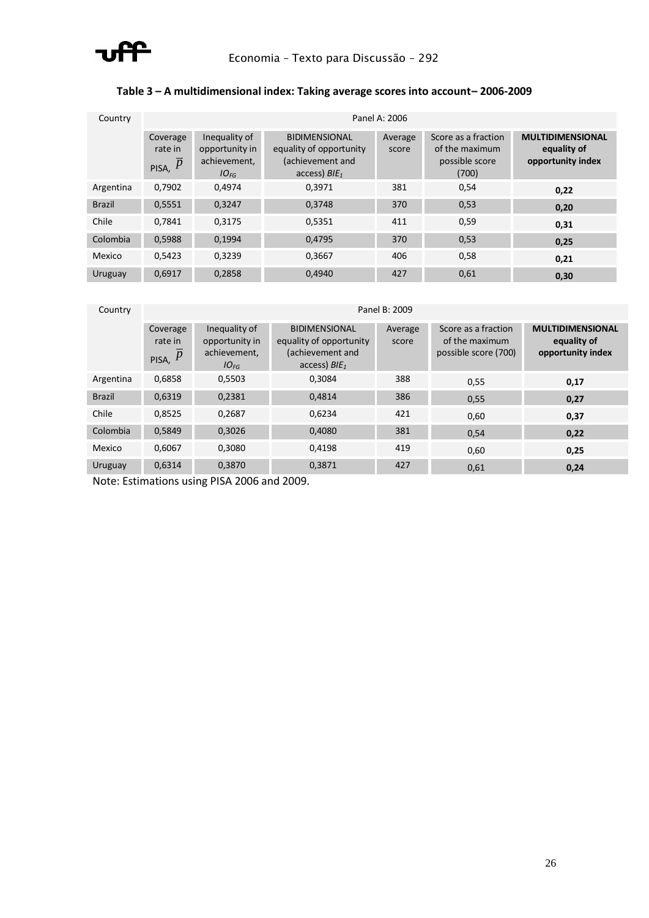**Table 3 – A multidimensional index: Taking average scores into account– 2006-2009**

| Country | Panel A: 2006 | | | | | |
|---|---|---|---|---|---|---|
| | Coverage rate in PISA, $\overline{p}$ | Inequality of opportunity in achievement, $IO_{FG}$ | BIDIMENSIONAL equality of opportunity (achievement and access) $BIE_1$ | Average score | Score as a fraction of the maximum possible score (700) | **MULTIDIMENSIONAL equality of opportunity index** |
| Argentina | 0,7902 | 0,4974 | 0,3971 | 381 | 0,54 | **0,22** |
| Brazil | 0,5551 | 0,3247 | 0,3748 | 370 | 0,53 | **0,20** |
| Chile | 0,7841 | 0,3175 | 0,5351 | 411 | 0,59 | **0,31** |
| Colombia | 0,5988 | 0,1994 | 0,4795 | 370 | 0,53 | **0,25** |
| Mexico | 0,5423 | 0,3239 | 0,3667 | 406 | 0,58 | **0,21** |
| Uruguay | 0,6917 | 0,2858 | 0,4940 | 427 | 0,61 | **0,30** |

| Country | Panel B: 2009 | | | | | |
|---|---|---|---|---|---|---|
| | Coverage rate in PISA, $\overline{p}$ | Inequality of opportunity in achievement, $IO_{FG}$ | BIDIMENSIONAL equality of opportunity (achievement and access) $BIE_1$ | Average score | Score as a fraction of the maximum possible score (700) | **MULTIDIMENSIONAL equality of opportunity index** |
| Argentina | 0,6858 | 0,5503 | 0,3084 | 388 | 0,55 | **0,17** |
| Brazil | 0,6319 | 0,2381 | 0,4814 | 386 | 0,55 | **0,27** |
| Chile | 0,8525 | 0,2687 | 0,6234 | 421 | 0,60 | **0,37** |
| Colombia | 0,5849 | 0,3026 | 0,4080 | 381 | 0,54 | **0,22** |
| Mexico | 0,6067 | 0,3080 | 0,4198 | 419 | 0,60 | **0,25** |
| Uruguay | 0,6314 | 0,3870 | 0,3871 | 427 | 0,61 | **0,24** |

Note: Estimations using PISA 2006 and 2009.